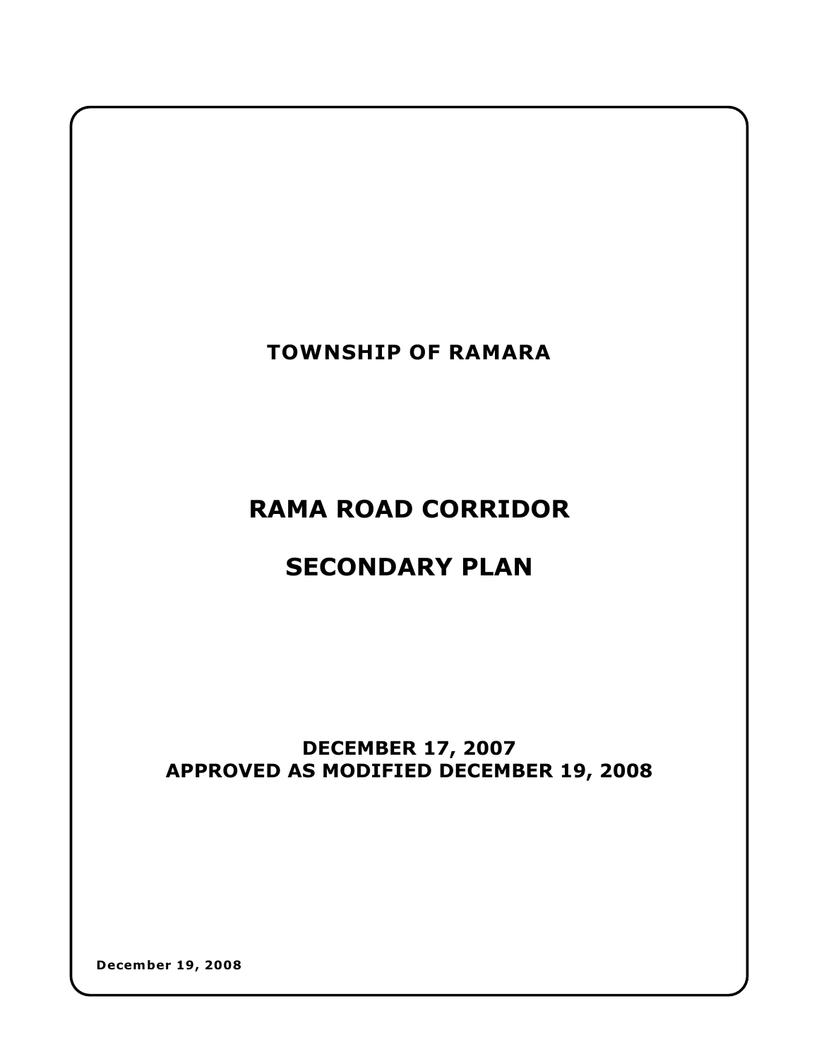**TOWNSHIP OF RAMARA**

# RAMA ROAD CORRIDOR

# SECONDARY PLAN

**DECEMBER 17, 2007**
**APPROVED AS MODIFIED DECEMBER 19, 2008**

**December 19, 2008**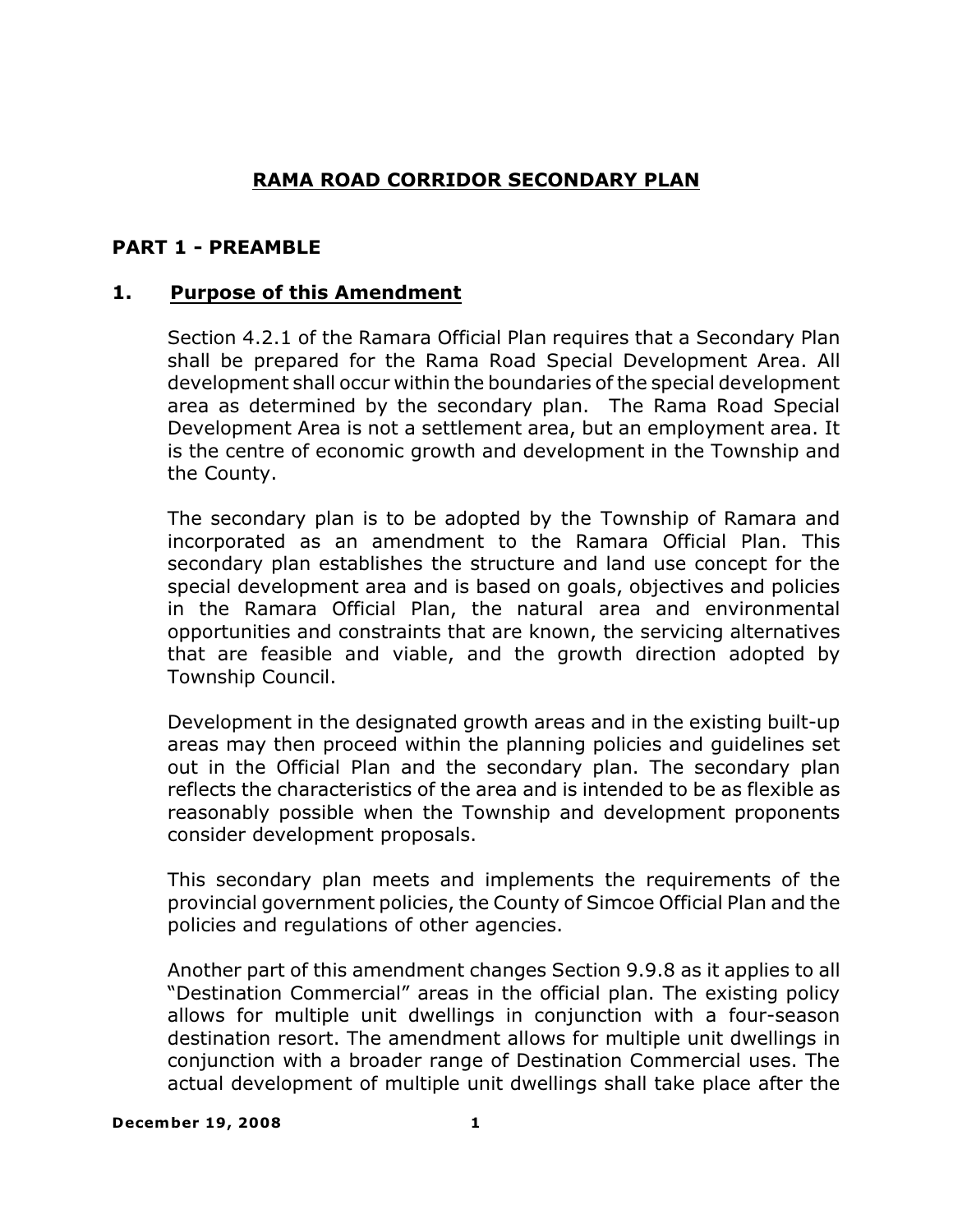# RAMA ROAD CORRIDOR SECONDARY PLAN

## PART 1 - PREAMBLE

### 1. Purpose of this Amendment

Section 4.2.1 of the Ramara Official Plan requires that a Secondary Plan shall be prepared for the Rama Road Special Development Area. All development shall occur within the boundaries of the special development area as determined by the secondary plan. The Rama Road Special Development Area is not a settlement area, but an employment area. It is the centre of economic growth and development in the Township and the County.

The secondary plan is to be adopted by the Township of Ramara and incorporated as an amendment to the Ramara Official Plan. This secondary plan establishes the structure and land use concept for the special development area and is based on goals, objectives and policies in the Ramara Official Plan, the natural area and environmental opportunities and constraints that are known, the servicing alternatives that are feasible and viable, and the growth direction adopted by Township Council.

Development in the designated growth areas and in the existing built-up areas may then proceed within the planning policies and guidelines set out in the Official Plan and the secondary plan. The secondary plan reflects the characteristics of the area and is intended to be as flexible as reasonably possible when the Township and development proponents consider development proposals.

This secondary plan meets and implements the requirements of the provincial government policies, the County of Simcoe Official Plan and the policies and regulations of other agencies.

Another part of this amendment changes Section 9.9.8 as it applies to all "Destination Commercial" areas in the official plan. The existing policy allows for multiple unit dwellings in conjunction with a four-season destination resort. The amendment allows for multiple unit dwellings in conjunction with a broader range of Destination Commercial uses. The actual development of multiple unit dwellings shall take place after the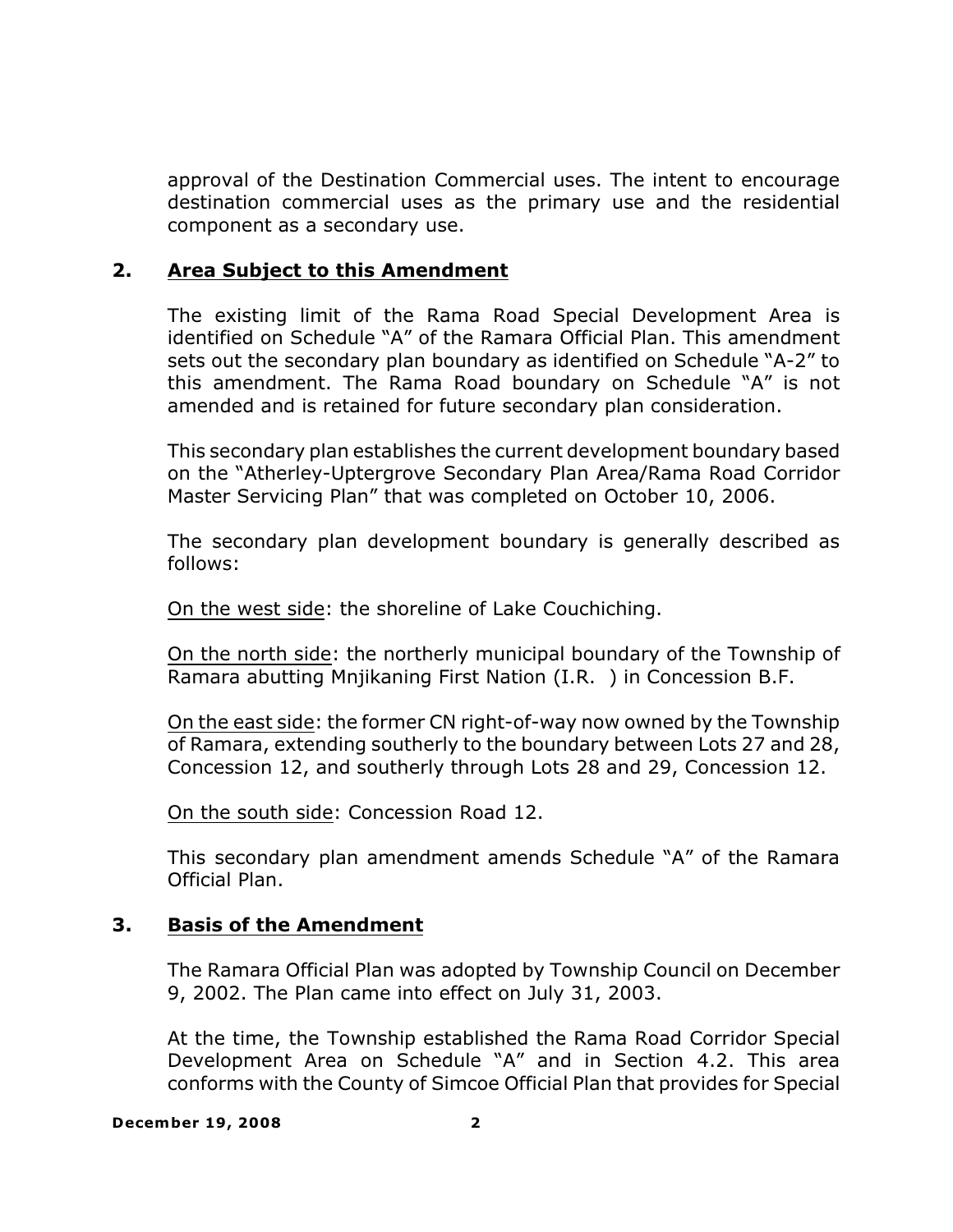approval of the Destination Commercial uses. The intent to encourage destination commercial uses as the primary use and the residential component as a secondary use.

## 2. <u>Area Subject to this Amendment</u>

The existing limit of the Rama Road Special Development Area is identified on Schedule "A" of the Ramara Official Plan. This amendment sets out the secondary plan boundary as identified on Schedule "A-2" to this amendment. The Rama Road boundary on Schedule "A" is not amended and is retained for future secondary plan consideration.

This secondary plan establishes the current development boundary based on the "Atherley-Uptergrove Secondary Plan Area/Rama Road Corridor Master Servicing Plan" that was completed on October 10, 2006.

The secondary plan development boundary is generally described as follows:

<u>On the west side</u>: the shoreline of Lake Couchiching.

<u>On the north side</u>: the northerly municipal boundary of the Township of Ramara abutting Mnjikaning First Nation (I.R.  ) in Concession B.F.

<u>On the east side</u>: the former CN right-of-way now owned by the Township of Ramara, extending southerly to the boundary between Lots 27 and 28, Concession 12, and southerly through Lots 28 and 29, Concession 12.

<u>On the south side</u>: Concession Road 12.

This secondary plan amendment amends Schedule "A" of the Ramara Official Plan.

## 3. <u>Basis of the Amendment</u>

The Ramara Official Plan was adopted by Township Council on December 9, 2002. The Plan came into effect on July 31, 2003.

At the time, the Township established the Rama Road Corridor Special Development Area on Schedule "A" and in Section 4.2. This area conforms with the County of Simcoe Official Plan that provides for Special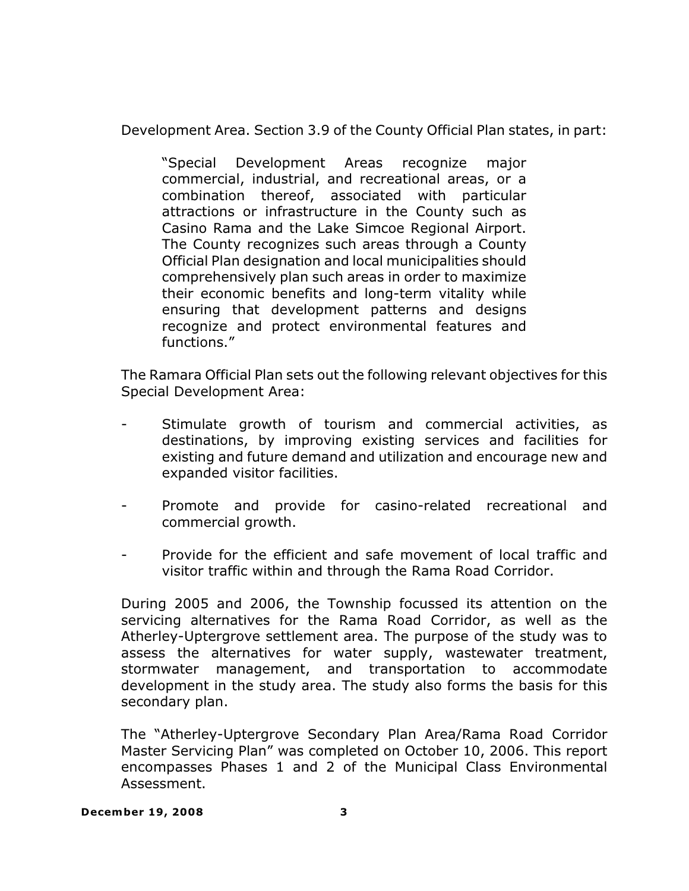Development Area. Section 3.9 of the County Official Plan states, in part:

> "Special Development Areas recognize major commercial, industrial, and recreational areas, or a combination thereof, associated with particular attractions or infrastructure in the County such as Casino Rama and the Lake Simcoe Regional Airport. The County recognizes such areas through a County Official Plan designation and local municipalities should comprehensively plan such areas in order to maximize their economic benefits and long-term vitality while ensuring that development patterns and designs recognize and protect environmental features and functions."

The Ramara Official Plan sets out the following relevant objectives for this Special Development Area:

- Stimulate growth of tourism and commercial activities, as destinations, by improving existing services and facilities for existing and future demand and utilization and encourage new and expanded visitor facilities.
- Promote and provide for casino-related recreational and commercial growth.
- Provide for the efficient and safe movement of local traffic and visitor traffic within and through the Rama Road Corridor.

During 2005 and 2006, the Township focussed its attention on the servicing alternatives for the Rama Road Corridor, as well as the Atherley-Uptergrove settlement area. The purpose of the study was to assess the alternatives for water supply, wastewater treatment, stormwater management, and transportation to accommodate development in the study area. The study also forms the basis for this secondary plan.

The "Atherley-Uptergrove Secondary Plan Area/Rama Road Corridor Master Servicing Plan" was completed on October 10, 2006. This report encompasses Phases 1 and 2 of the Municipal Class Environmental Assessment.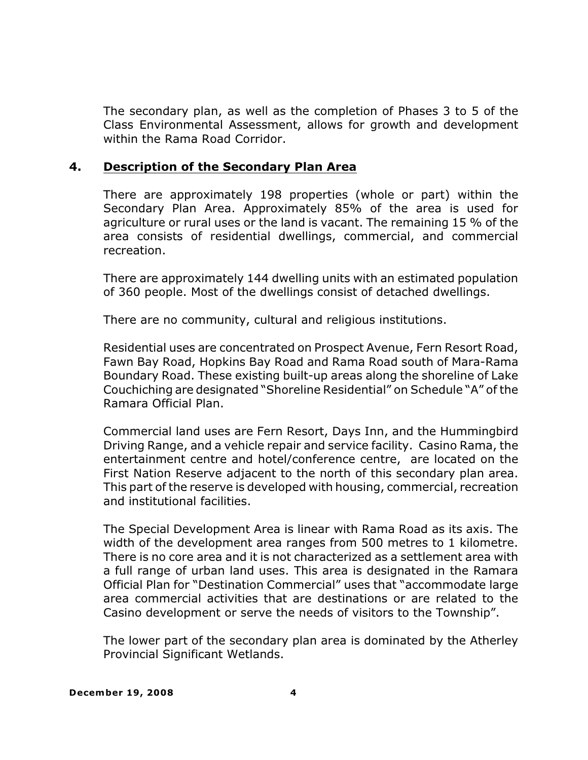The secondary plan, as well as the completion of Phases 3 to 5 of the Class Environmental Assessment, allows for growth and development within the Rama Road Corridor.

## 4. Description of the Secondary Plan Area

There are approximately 198 properties (whole or part) within the Secondary Plan Area. Approximately 85% of the area is used for agriculture or rural uses or the land is vacant. The remaining 15 % of the area consists of residential dwellings, commercial, and commercial recreation.

There are approximately 144 dwelling units with an estimated population of 360 people. Most of the dwellings consist of detached dwellings.

There are no community, cultural and religious institutions.

Residential uses are concentrated on Prospect Avenue, Fern Resort Road, Fawn Bay Road, Hopkins Bay Road and Rama Road south of Mara-Rama Boundary Road. These existing built-up areas along the shoreline of Lake Couchiching are designated "Shoreline Residential" on Schedule "A" of the Ramara Official Plan.

Commercial land uses are Fern Resort, Days Inn, and the Hummingbird Driving Range, and a vehicle repair and service facility. Casino Rama, the entertainment centre and hotel/conference centre, are located on the First Nation Reserve adjacent to the north of this secondary plan area. This part of the reserve is developed with housing, commercial, recreation and institutional facilities.

The Special Development Area is linear with Rama Road as its axis. The width of the development area ranges from 500 metres to 1 kilometre. There is no core area and it is not characterized as a settlement area with a full range of urban land uses. This area is designated in the Ramara Official Plan for "Destination Commercial" uses that "accommodate large area commercial activities that are destinations or are related to the Casino development or serve the needs of visitors to the Township".

The lower part of the secondary plan area is dominated by the Atherley Provincial Significant Wetlands.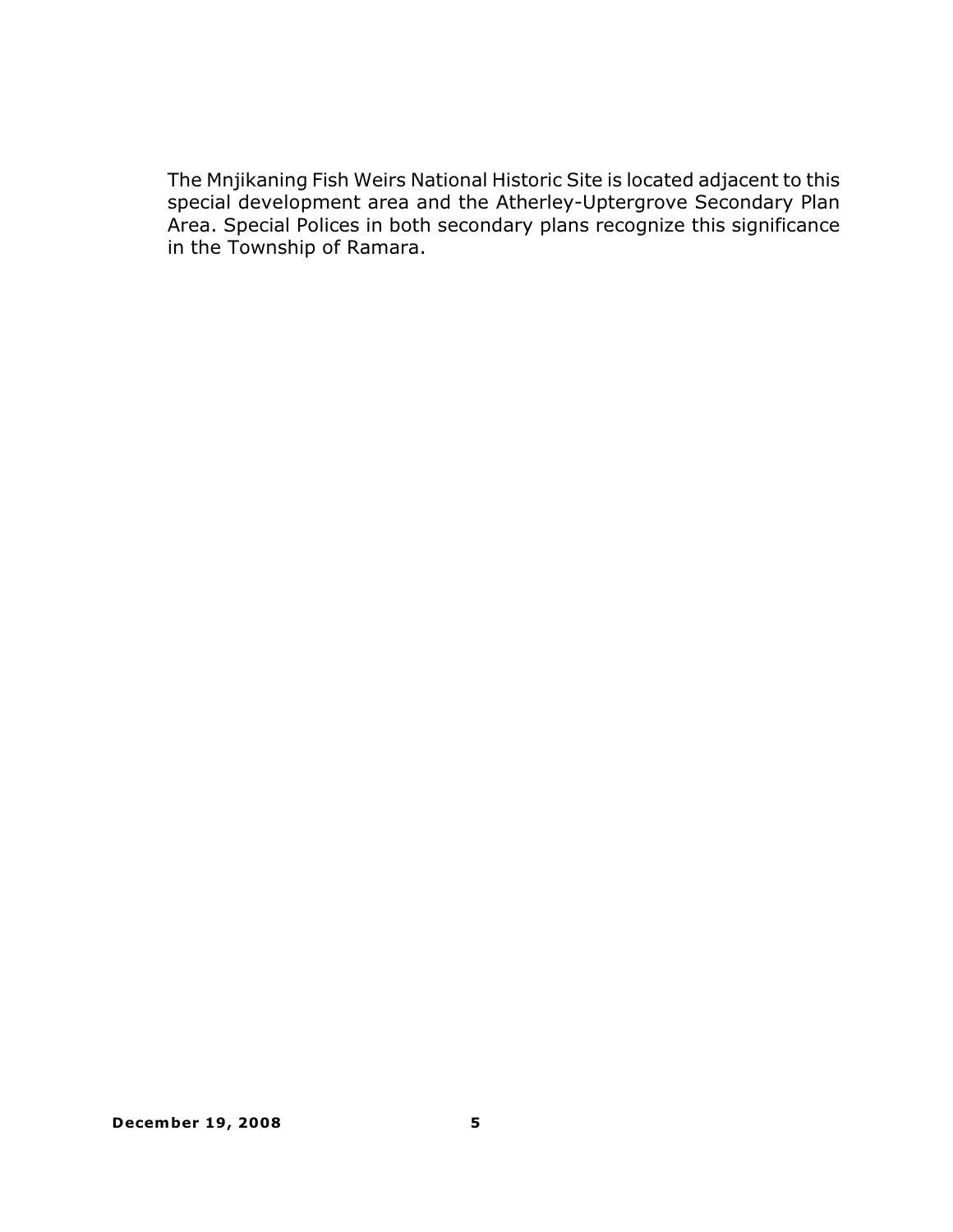The Mnjikaning Fish Weirs National Historic Site is located adjacent to this special development area and the Atherley-Uptergrove Secondary Plan Area. Special Polices in both secondary plans recognize this significance in the Township of Ramara.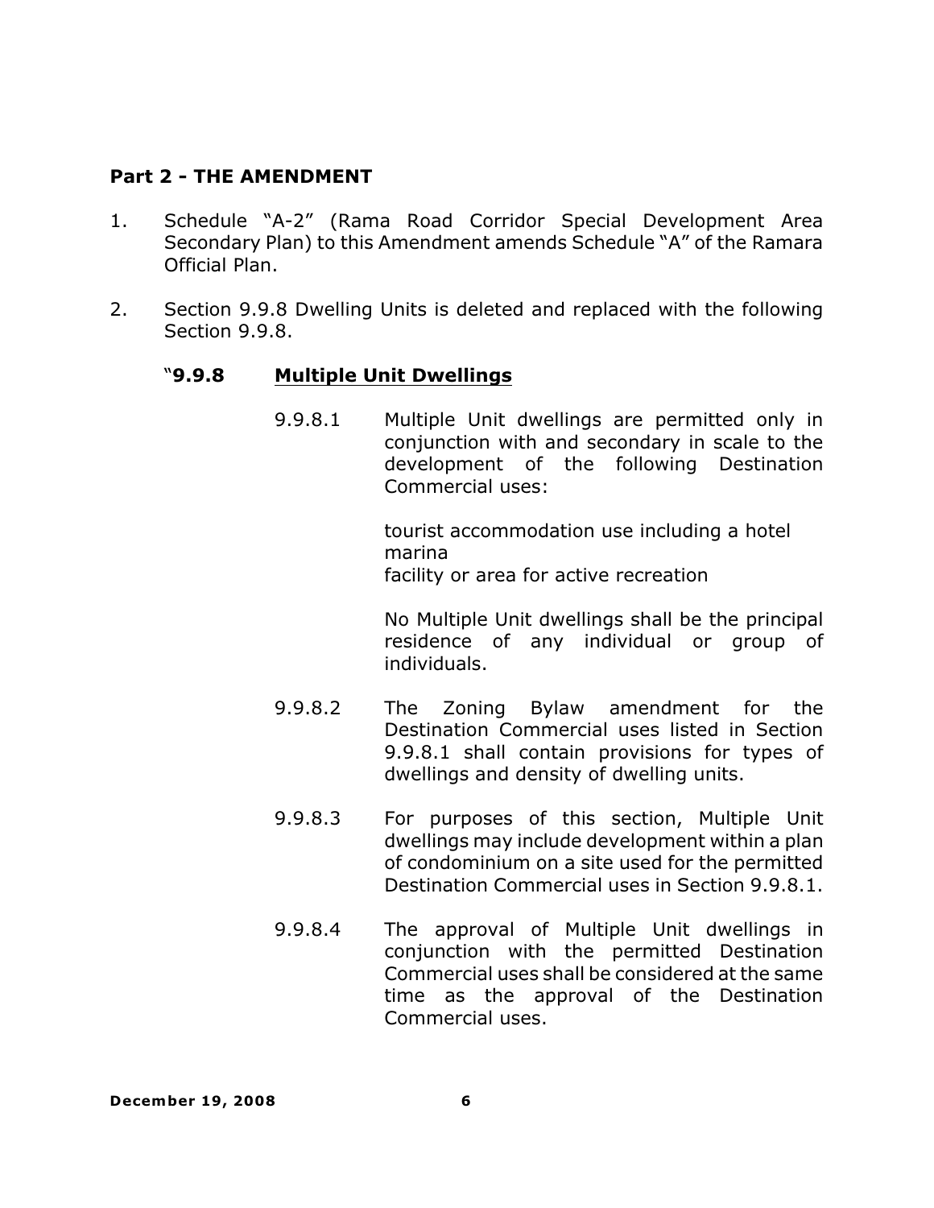## Part 2 - THE AMENDMENT

1. Schedule "A-2" (Rama Road Corridor Special Development Area Secondary Plan) to this Amendment amends Schedule "A" of the Ramara Official Plan.

2. Section 9.9.8 Dwelling Units is deleted and replaced with the following Section 9.9.8.

"**9.9.8** <u>**Multiple Unit Dwellings**</u>

9.9.8.1 Multiple Unit dwellings are permitted only in conjunction with and secondary in scale to the development of the following Destination Commercial uses:

tourist accommodation use including a hotel
marina
facility or area for active recreation

No Multiple Unit dwellings shall be the principal residence of any individual or group of individuals.

9.9.8.2 The Zoning Bylaw amendment for the Destination Commercial uses listed in Section 9.9.8.1 shall contain provisions for types of dwellings and density of dwelling units.

9.9.8.3 For purposes of this section, Multiple Unit dwellings may include development within a plan of condominium on a site used for the permitted Destination Commercial uses in Section 9.9.8.1.

9.9.8.4 The approval of Multiple Unit dwellings in conjunction with the permitted Destination Commercial uses shall be considered at the same time as the approval of the Destination Commercial uses.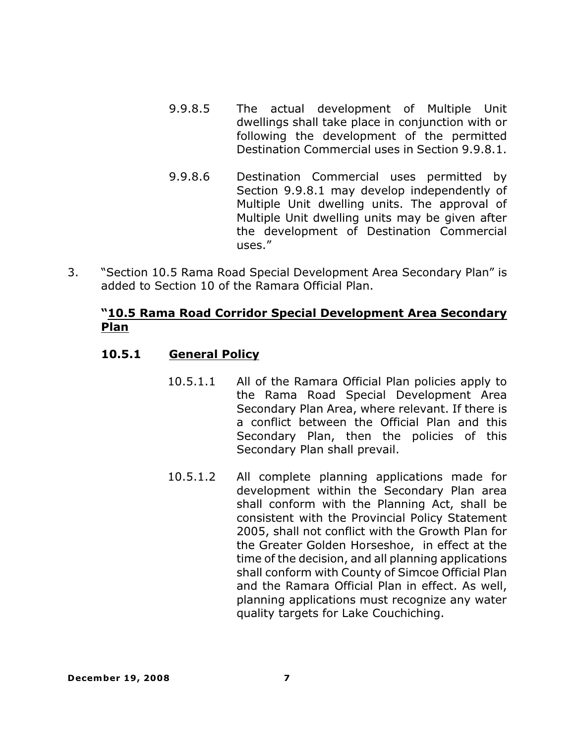9.9.8.5 The actual development of Multiple Unit dwellings shall take place in conjunction with or following the development of the permitted Destination Commercial uses in Section 9.9.8.1.

9.9.8.6 Destination Commercial uses permitted by Section 9.9.8.1 may develop independently of Multiple Unit dwelling units. The approval of Multiple Unit dwelling units may be given after the development of Destination Commercial uses."

3. "Section 10.5 Rama Road Special Development Area Secondary Plan" is added to Section 10 of the Ramara Official Plan.

**"<u>10.5 Rama Road Corridor Special Development Area Secondary Plan</u>**

**10.5.1 <u>General Policy</u>**

10.5.1.1 All of the Ramara Official Plan policies apply to the Rama Road Special Development Area Secondary Plan Area, where relevant. If there is a conflict between the Official Plan and this Secondary Plan, then the policies of this Secondary Plan shall prevail.

10.5.1.2 All complete planning applications made for development within the Secondary Plan area shall conform with the Planning Act, shall be consistent with the Provincial Policy Statement 2005, shall not conflict with the Growth Plan for the Greater Golden Horseshoe, in effect at the time of the decision, and all planning applications shall conform with County of Simcoe Official Plan and the Ramara Official Plan in effect. As well, planning applications must recognize any water quality targets for Lake Couchiching.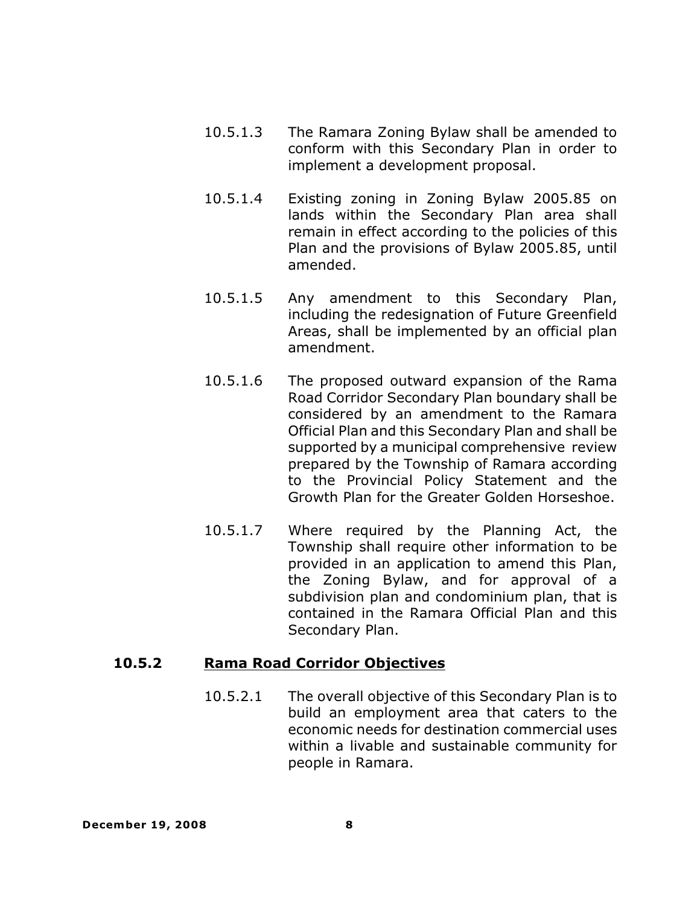10.5.1.3 The Ramara Zoning Bylaw shall be amended to conform with this Secondary Plan in order to implement a development proposal.

10.5.1.4 Existing zoning in Zoning Bylaw 2005.85 on lands within the Secondary Plan area shall remain in effect according to the policies of this Plan and the provisions of Bylaw 2005.85, until amended.

10.5.1.5 Any amendment to this Secondary Plan, including the redesignation of Future Greenfield Areas, shall be implemented by an official plan amendment.

10.5.1.6 The proposed outward expansion of the Rama Road Corridor Secondary Plan boundary shall be considered by an amendment to the Ramara Official Plan and this Secondary Plan and shall be supported by a municipal comprehensive review prepared by the Township of Ramara according to the Provincial Policy Statement and the Growth Plan for the Greater Golden Horseshoe.

10.5.1.7 Where required by the Planning Act, the Township shall require other information to be provided in an application to amend this Plan, the Zoning Bylaw, and for approval of a subdivision plan and condominium plan, that is contained in the Ramara Official Plan and this Secondary Plan.

## 10.5.2 <u>Rama Road Corridor Objectives</u>

10.5.2.1 The overall objective of this Secondary Plan is to build an employment area that caters to the economic needs for destination commercial uses within a livable and sustainable community for people in Ramara.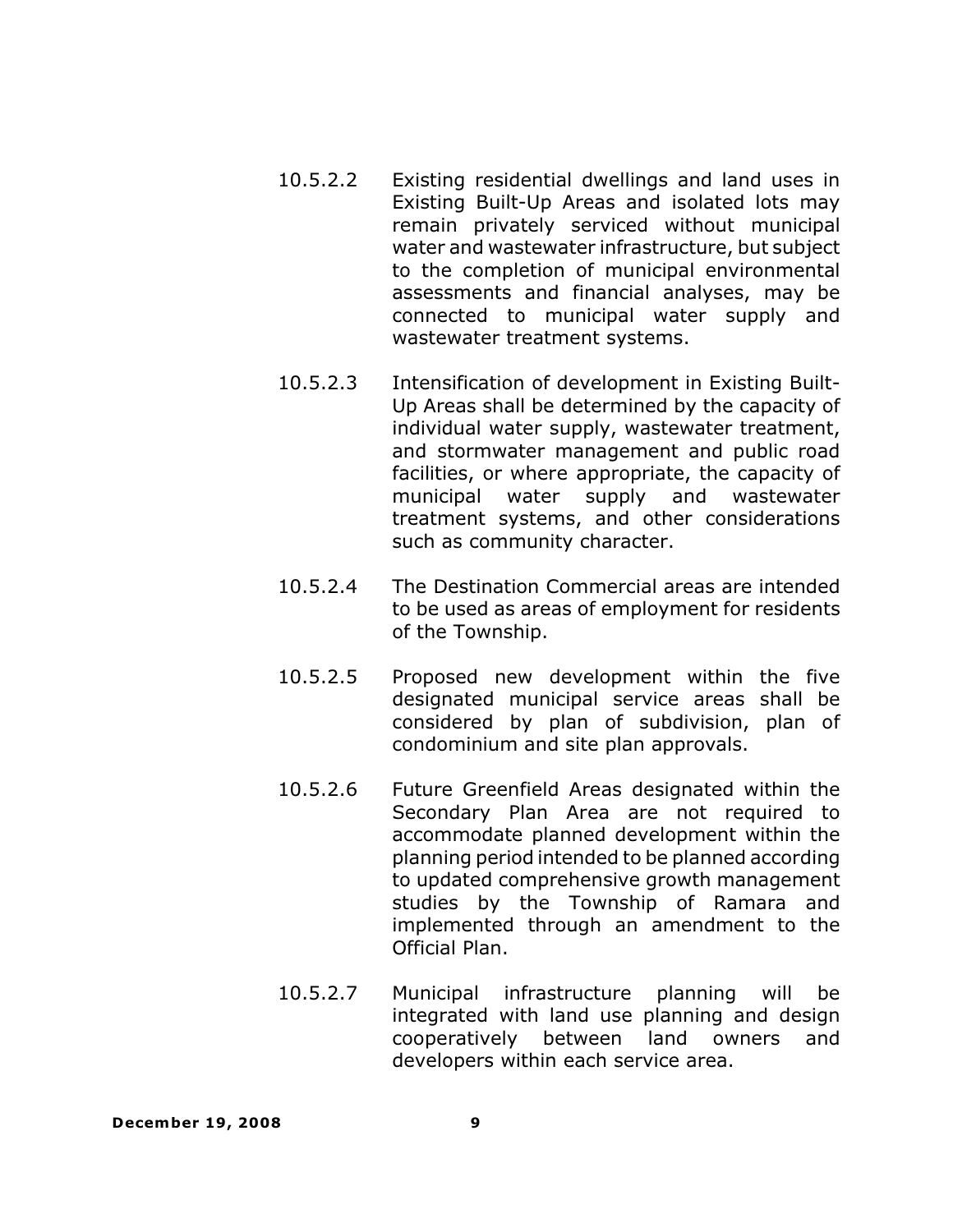10.5.2.2 Existing residential dwellings and land uses in Existing Built-Up Areas and isolated lots may remain privately serviced without municipal water and wastewater infrastructure, but subject to the completion of municipal environmental assessments and financial analyses, may be connected to municipal water supply and wastewater treatment systems.

10.5.2.3 Intensification of development in Existing Built-Up Areas shall be determined by the capacity of individual water supply, wastewater treatment, and stormwater management and public road facilities, or where appropriate, the capacity of municipal water supply and wastewater treatment systems, and other considerations such as community character.

10.5.2.4 The Destination Commercial areas are intended to be used as areas of employment for residents of the Township.

10.5.2.5 Proposed new development within the five designated municipal service areas shall be considered by plan of subdivision, plan of condominium and site plan approvals.

10.5.2.6 Future Greenfield Areas designated within the Secondary Plan Area are not required to accommodate planned development within the planning period intended to be planned according to updated comprehensive growth management studies by the Township of Ramara and implemented through an amendment to the Official Plan.

10.5.2.7 Municipal infrastructure planning will be integrated with land use planning and design cooperatively between land owners and developers within each service area.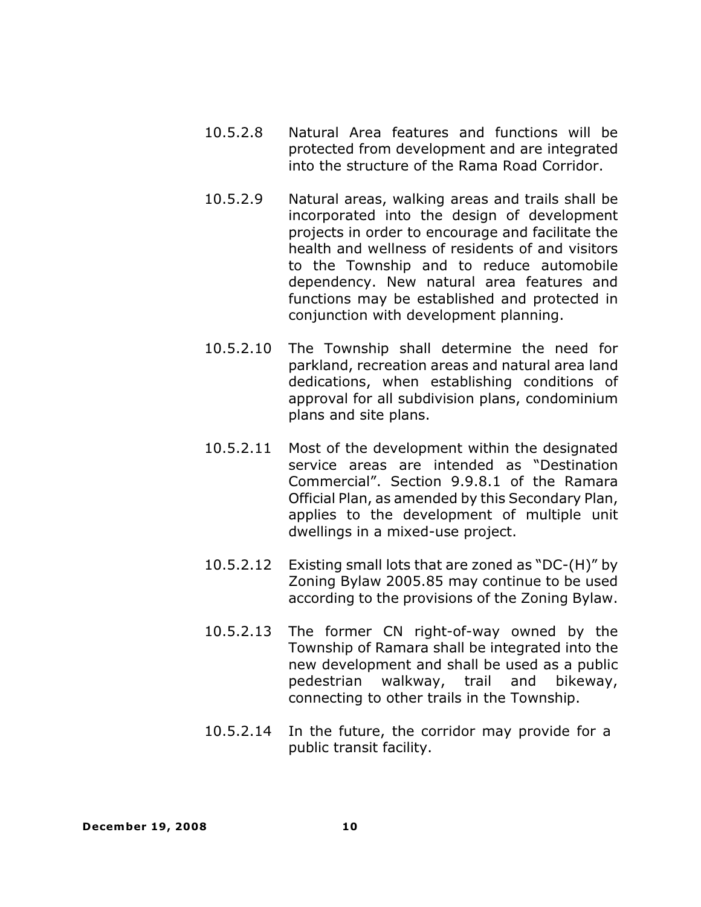10.5.2.8 Natural Area features and functions will be protected from development and are integrated into the structure of the Rama Road Corridor.

10.5.2.9 Natural areas, walking areas and trails shall be incorporated into the design of development projects in order to encourage and facilitate the health and wellness of residents of and visitors to the Township and to reduce automobile dependency. New natural area features and functions may be established and protected in conjunction with development planning.

10.5.2.10 The Township shall determine the need for parkland, recreation areas and natural area land dedications, when establishing conditions of approval for all subdivision plans, condominium plans and site plans.

10.5.2.11 Most of the development within the designated service areas are intended as "Destination Commercial". Section 9.9.8.1 of the Ramara Official Plan, as amended by this Secondary Plan, applies to the development of multiple unit dwellings in a mixed-use project.

10.5.2.12 Existing small lots that are zoned as "DC-(H)" by Zoning Bylaw 2005.85 may continue to be used according to the provisions of the Zoning Bylaw.

10.5.2.13 The former CN right-of-way owned by the Township of Ramara shall be integrated into the new development and shall be used as a public pedestrian walkway, trail and bikeway, connecting to other trails in the Township.

10.5.2.14 In the future, the corridor may provide for a public transit facility.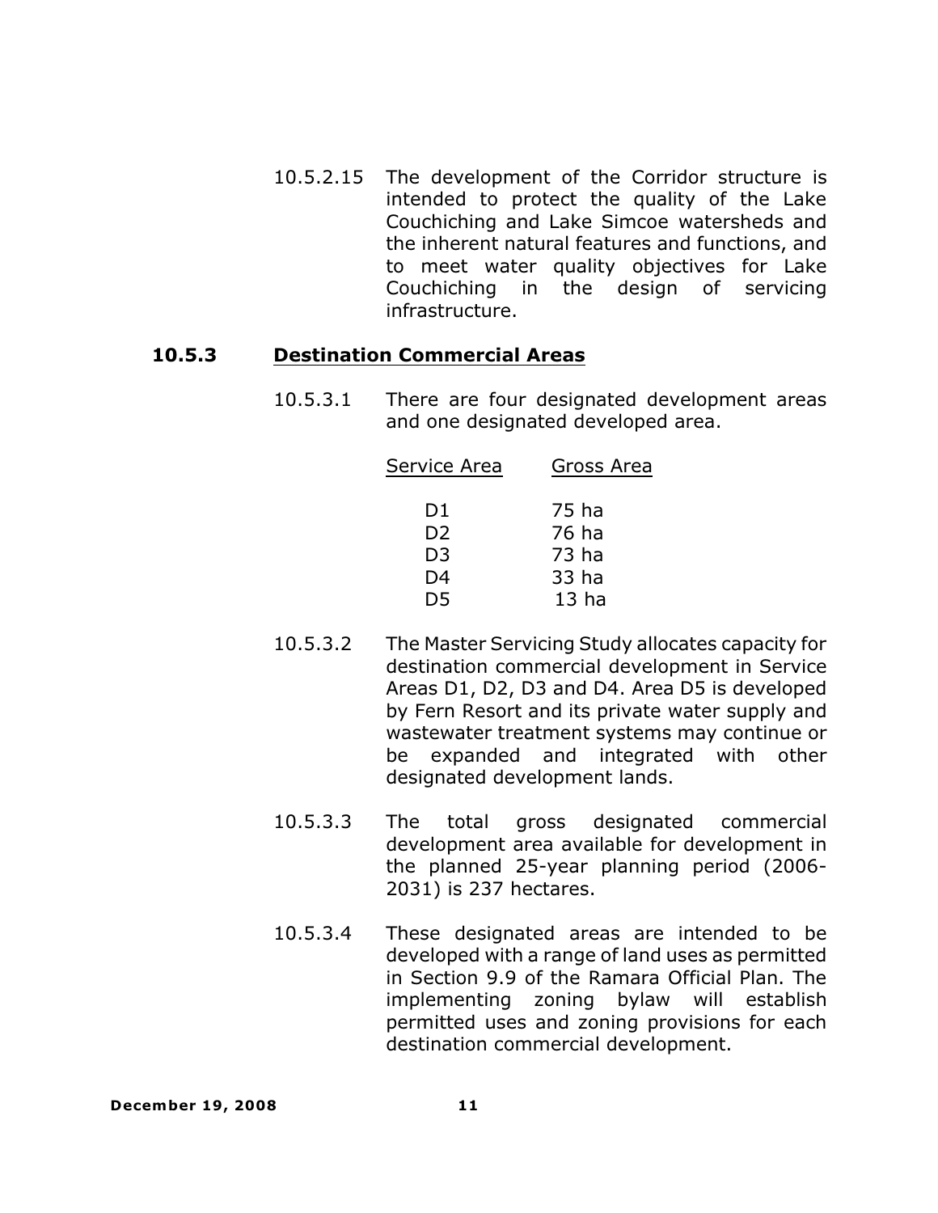10.5.2.15 The development of the Corridor structure is intended to protect the quality of the Lake Couchiching and Lake Simcoe watersheds and the inherent natural features and functions, and to meet water quality objectives for Lake Couchiching in the design of servicing infrastructure.

### 10.5.3 Destination Commercial Areas

10.5.3.1 There are four designated development areas and one designated developed area.

| Service Area | Gross Area |
|---|---|
| D1 | 75 ha |
| D2 | 76 ha |
| D3 | 73 ha |
| D4 | 33 ha |
| D5 | 13 ha |

10.5.3.2 The Master Servicing Study allocates capacity for destination commercial development in Service Areas D1, D2, D3 and D4. Area D5 is developed by Fern Resort and its private water supply and wastewater treatment systems may continue or be expanded and integrated with other designated development lands.

10.5.3.3 The total gross designated commercial development area available for development in the planned 25-year planning period (2006-2031) is 237 hectares.

10.5.3.4 These designated areas are intended to be developed with a range of land uses as permitted in Section 9.9 of the Ramara Official Plan. The implementing zoning bylaw will establish permitted uses and zoning provisions for each destination commercial development.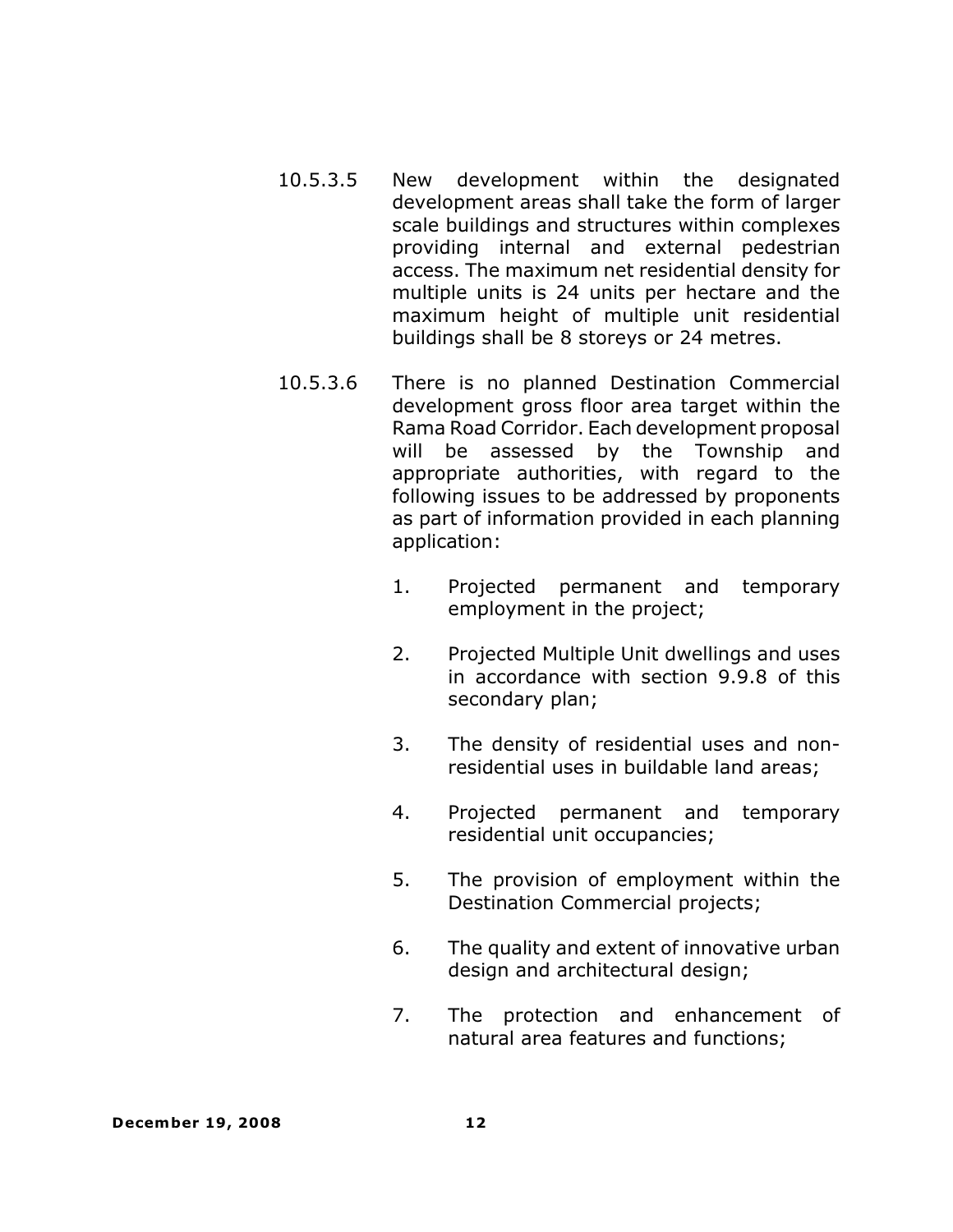10.5.3.5 New development within the designated development areas shall take the form of larger scale buildings and structures within complexes providing internal and external pedestrian access. The maximum net residential density for multiple units is 24 units per hectare and the maximum height of multiple unit residential buildings shall be 8 storeys or 24 metres.

10.5.3.6 There is no planned Destination Commercial development gross floor area target within the Rama Road Corridor. Each development proposal will be assessed by the Township and appropriate authorities, with regard to the following issues to be addressed by proponents as part of information provided in each planning application:

1. Projected permanent and temporary employment in the project;
2. Projected Multiple Unit dwellings and uses in accordance with section 9.9.8 of this secondary plan;
3. The density of residential uses and non-residential uses in buildable land areas;
4. Projected permanent and temporary residential unit occupancies;
5. The provision of employment within the Destination Commercial projects;
6. The quality and extent of innovative urban design and architectural design;
7. The protection and enhancement of natural area features and functions;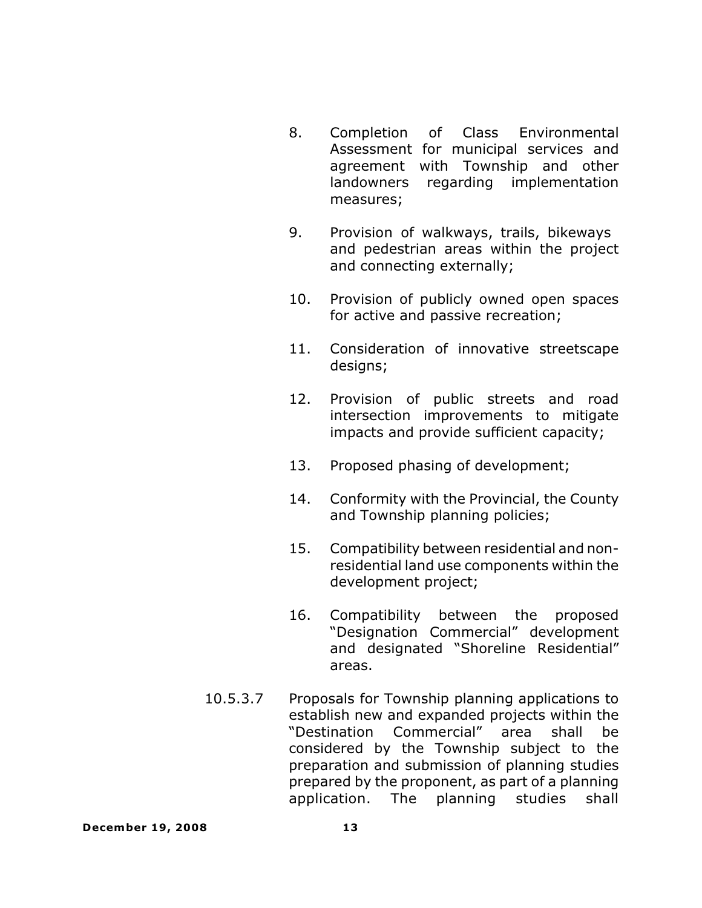8. Completion of Class Environmental Assessment for municipal services and agreement with Township and other landowners regarding implementation measures;

9. Provision of walkways, trails, bikeways and pedestrian areas within the project and connecting externally;

10. Provision of publicly owned open spaces for active and passive recreation;

11. Consideration of innovative streetscape designs;

12. Provision of public streets and road intersection improvements to mitigate impacts and provide sufficient capacity;

13. Proposed phasing of development;

14. Conformity with the Provincial, the County and Township planning policies;

15. Compatibility between residential and non-residential land use components within the development project;

16. Compatibility between the proposed "Designation Commercial" development and designated "Shoreline Residential" areas.

10.5.3.7 Proposals for Township planning applications to establish new and expanded projects within the "Destination Commercial" area shall be considered by the Township subject to the preparation and submission of planning studies prepared by the proponent, as part of a planning application. The planning studies shall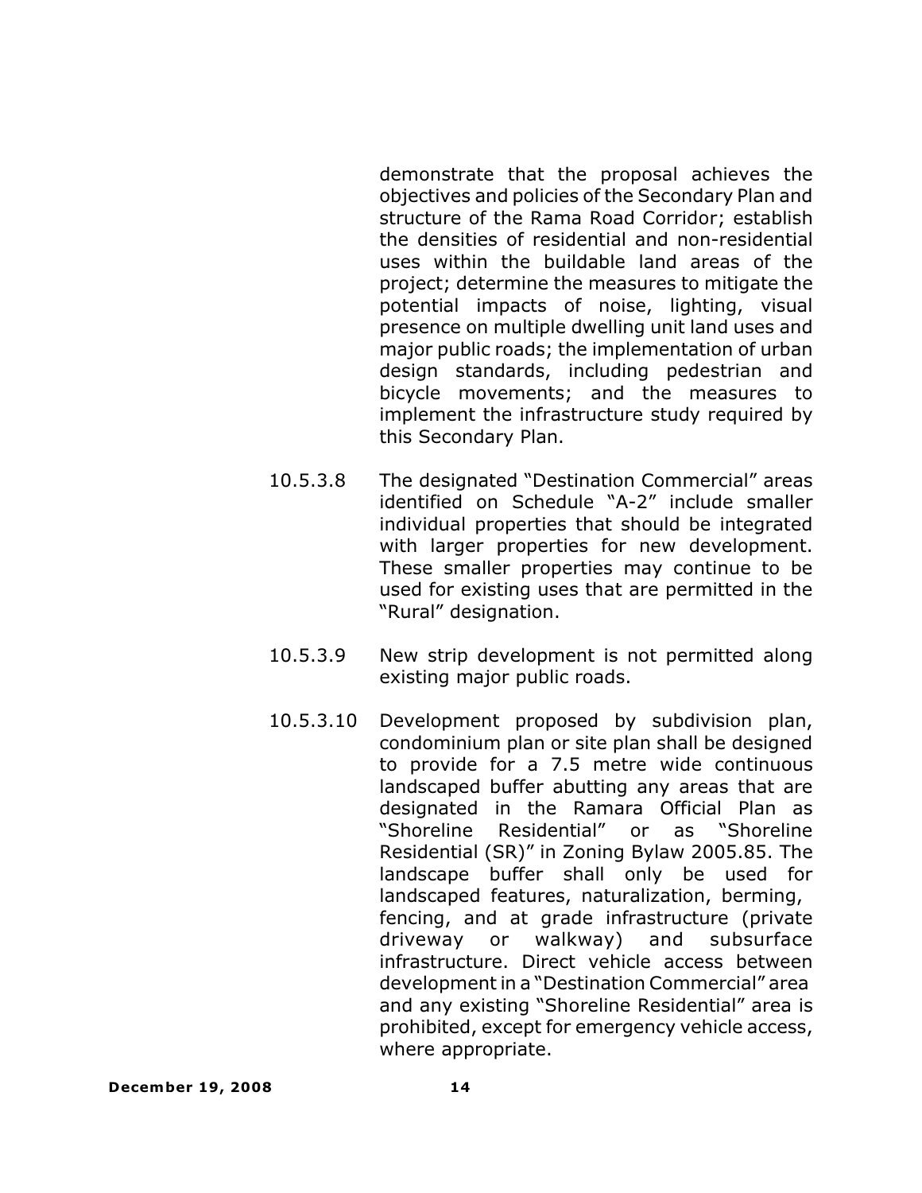demonstrate that the proposal achieves the objectives and policies of the Secondary Plan and structure of the Rama Road Corridor; establish the densities of residential and non-residential uses within the buildable land areas of the project; determine the measures to mitigate the potential impacts of noise, lighting, visual presence on multiple dwelling unit land uses and major public roads; the implementation of urban design standards, including pedestrian and bicycle movements; and the measures to implement the infrastructure study required by this Secondary Plan.

10.5.3.8 The designated "Destination Commercial" areas identified on Schedule "A-2" include smaller individual properties that should be integrated with larger properties for new development. These smaller properties may continue to be used for existing uses that are permitted in the "Rural" designation.

10.5.3.9 New strip development is not permitted along existing major public roads.

10.5.3.10 Development proposed by subdivision plan, condominium plan or site plan shall be designed to provide for a 7.5 metre wide continuous landscaped buffer abutting any areas that are designated in the Ramara Official Plan as "Shoreline Residential" or as "Shoreline Residential (SR)" in Zoning Bylaw 2005.85. The landscape buffer shall only be used for landscaped features, naturalization, berming, fencing, and at grade infrastructure (private driveway or walkway) and subsurface infrastructure. Direct vehicle access between development in a "Destination Commercial" area and any existing "Shoreline Residential" area is prohibited, except for emergency vehicle access, where appropriate.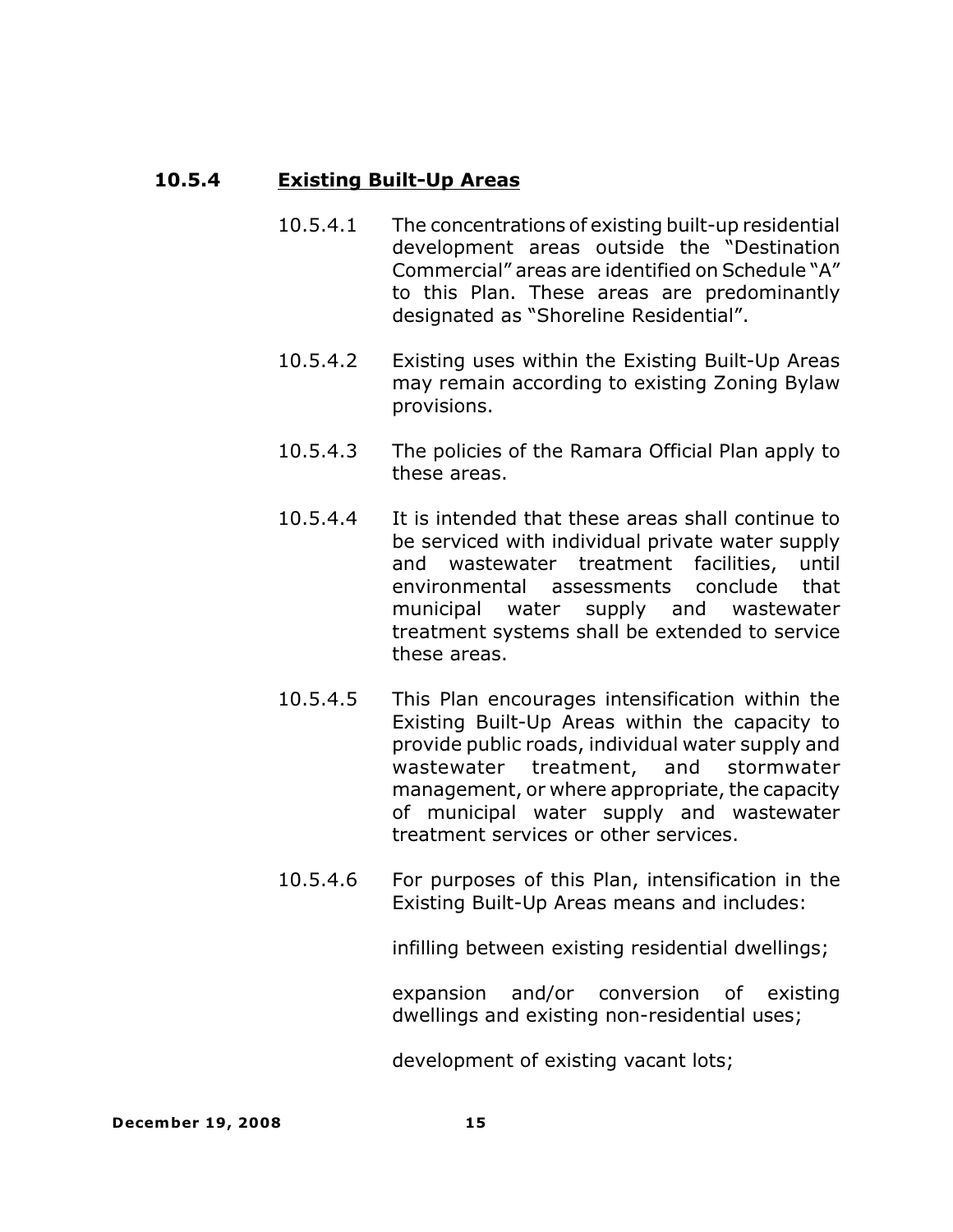### 10.5.4 Existing Built-Up Areas

10.5.4.1 The concentrations of existing built-up residential development areas outside the "Destination Commercial" areas are identified on Schedule "A" to this Plan. These areas are predominantly designated as "Shoreline Residential".

10.5.4.2 Existing uses within the Existing Built-Up Areas may remain according to existing Zoning Bylaw provisions.

10.5.4.3 The policies of the Ramara Official Plan apply to these areas.

10.5.4.4 It is intended that these areas shall continue to be serviced with individual private water supply and wastewater treatment facilities, until environmental assessments conclude that municipal water supply and wastewater treatment systems shall be extended to service these areas.

10.5.4.5 This Plan encourages intensification within the Existing Built-Up Areas within the capacity to provide public roads, individual water supply and wastewater treatment, and stormwater management, or where appropriate, the capacity of municipal water supply and wastewater treatment services or other services.

10.5.4.6 For purposes of this Plan, intensification in the Existing Built-Up Areas means and includes:

infilling between existing residential dwellings;

expansion and/or conversion of existing dwellings and existing non-residential uses;

development of existing vacant lots;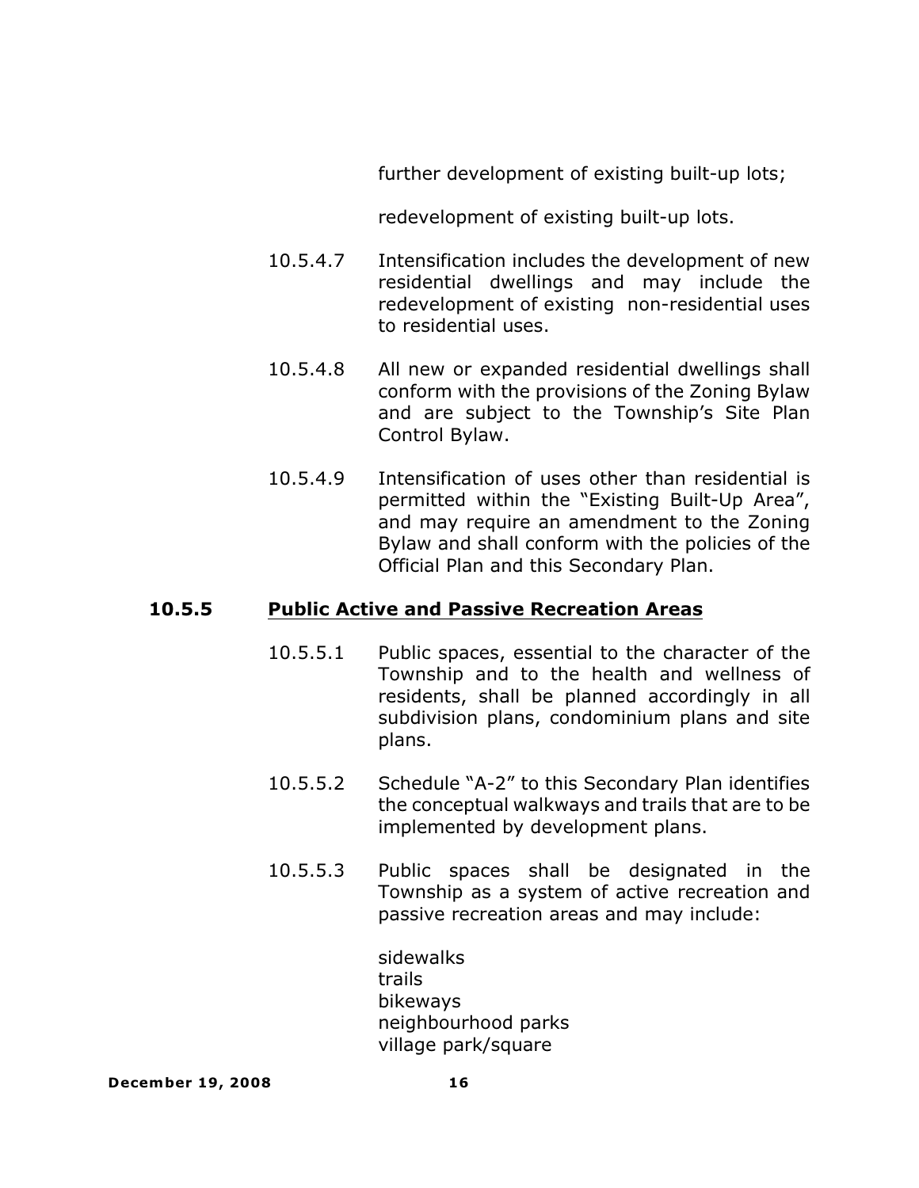further development of existing built-up lots;

redevelopment of existing built-up lots.

10.5.4.7 Intensification includes the development of new residential dwellings and may include the redevelopment of existing non-residential uses to residential uses.

10.5.4.8 All new or expanded residential dwellings shall conform with the provisions of the Zoning Bylaw and are subject to the Township's Site Plan Control Bylaw.

10.5.4.9 Intensification of uses other than residential is permitted within the "Existing Built-Up Area", and may require an amendment to the Zoning Bylaw and shall conform with the policies of the Official Plan and this Secondary Plan.

### 10.5.5 Public Active and Passive Recreation Areas

10.5.5.1 Public spaces, essential to the character of the Township and to the health and wellness of residents, shall be planned accordingly in all subdivision plans, condominium plans and site plans.

10.5.5.2 Schedule "A-2" to this Secondary Plan identifies the conceptual walkways and trails that are to be implemented by development plans.

10.5.5.3 Public spaces shall be designated in the Township as a system of active recreation and passive recreation areas and may include:

sidewalks
trails
bikeways
neighbourhood parks
village park/square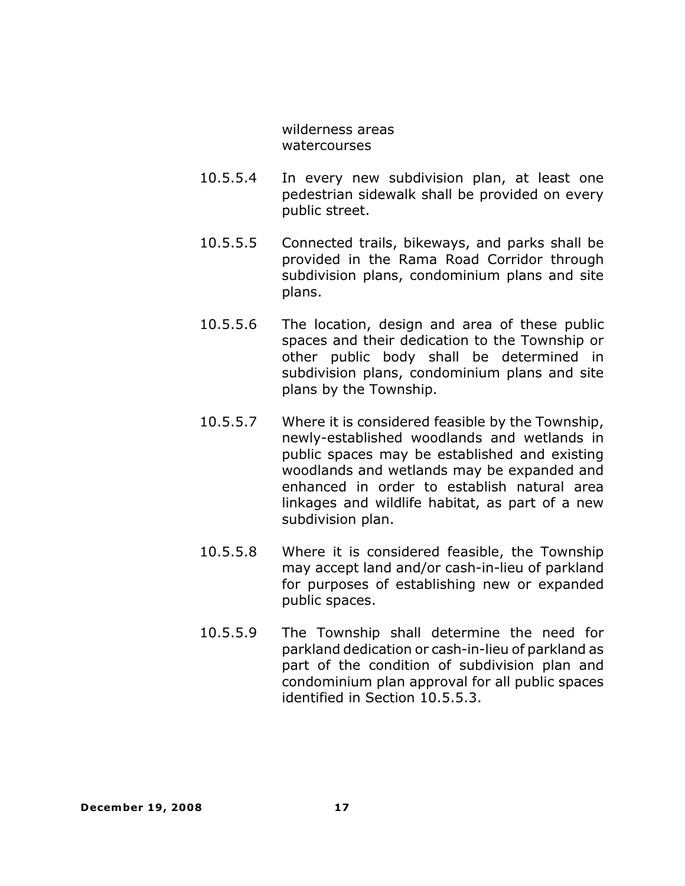wilderness areas
watercourses

10.5.5.4 In every new subdivision plan, at least one pedestrian sidewalk shall be provided on every public street.

10.5.5.5 Connected trails, bikeways, and parks shall be provided in the Rama Road Corridor through subdivision plans, condominium plans and site plans.

10.5.5.6 The location, design and area of these public spaces and their dedication to the Township or other public body shall be determined in subdivision plans, condominium plans and site plans by the Township.

10.5.5.7 Where it is considered feasible by the Township, newly-established woodlands and wetlands in public spaces may be established and existing woodlands and wetlands may be expanded and enhanced in order to establish natural area linkages and wildlife habitat, as part of a new subdivision plan.

10.5.5.8 Where it is considered feasible, the Township may accept land and/or cash-in-lieu of parkland for purposes of establishing new or expanded public spaces.

10.5.5.9 The Township shall determine the need for parkland dedication or cash-in-lieu of parkland as part of the condition of subdivision plan and condominium plan approval for all public spaces identified in Section 10.5.5.3.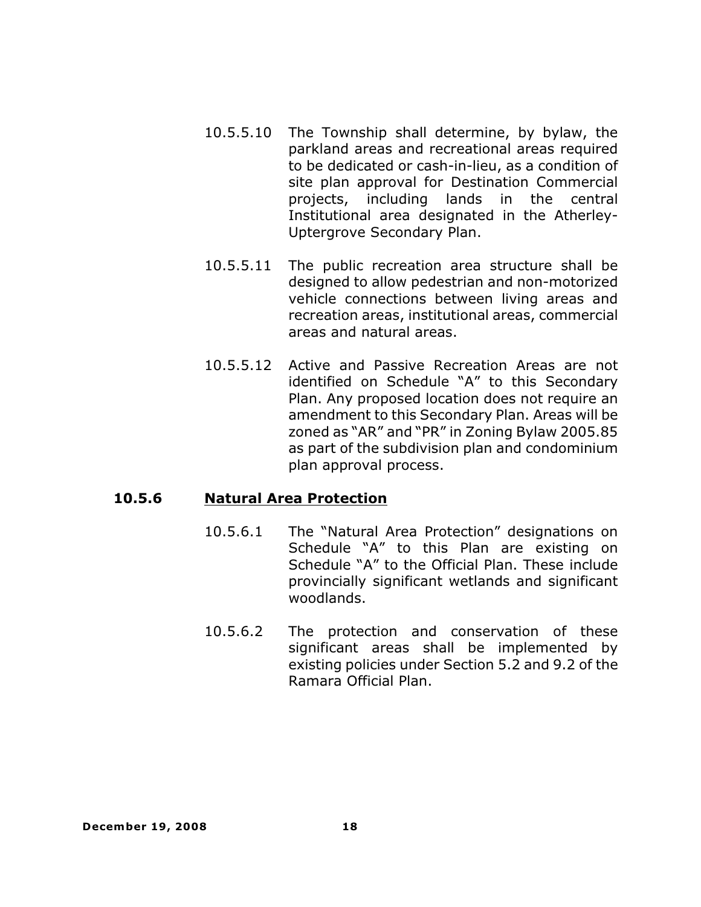10.5.5.10 The Township shall determine, by bylaw, the parkland areas and recreational areas required to be dedicated or cash-in-lieu, as a condition of site plan approval for Destination Commercial projects, including lands in the central Institutional area designated in the Atherley-Uptergrove Secondary Plan.

10.5.5.11 The public recreation area structure shall be designed to allow pedestrian and non-motorized vehicle connections between living areas and recreation areas, institutional areas, commercial areas and natural areas.

10.5.5.12 Active and Passive Recreation Areas are not identified on Schedule "A" to this Secondary Plan. Any proposed location does not require an amendment to this Secondary Plan. Areas will be zoned as "AR" and "PR" in Zoning Bylaw 2005.85 as part of the subdivision plan and condominium plan approval process.

### 10.5.6 Natural Area Protection

10.5.6.1 The "Natural Area Protection" designations on Schedule "A" to this Plan are existing on Schedule "A" to the Official Plan. These include provincially significant wetlands and significant woodlands.

10.5.6.2 The protection and conservation of these significant areas shall be implemented by existing policies under Section 5.2 and 9.2 of the Ramara Official Plan.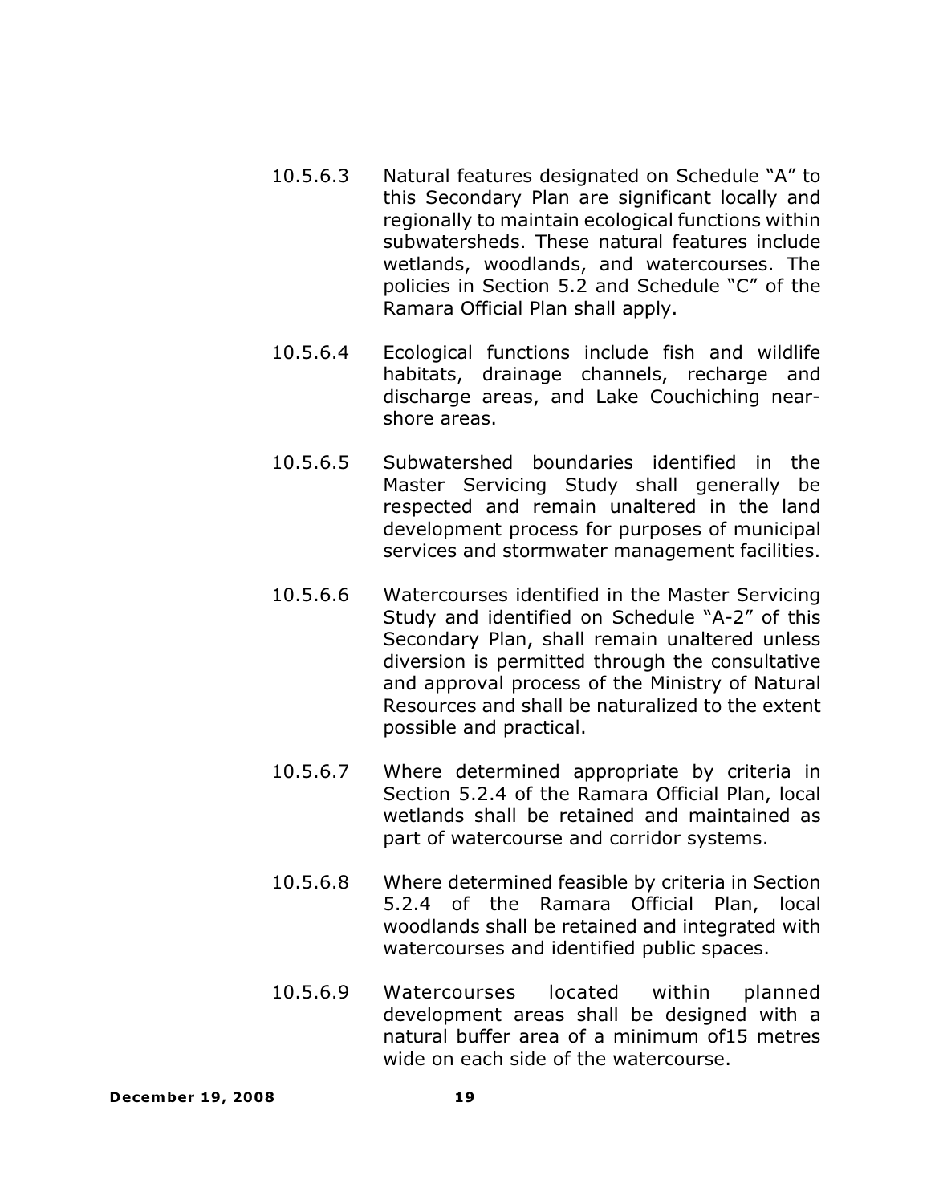10.5.6.3 Natural features designated on Schedule "A" to this Secondary Plan are significant locally and regionally to maintain ecological functions within subwatersheds. These natural features include wetlands, woodlands, and watercourses. The policies in Section 5.2 and Schedule "C" of the Ramara Official Plan shall apply.

10.5.6.4 Ecological functions include fish and wildlife habitats, drainage channels, recharge and discharge areas, and Lake Couchiching near-shore areas.

10.5.6.5 Subwatershed boundaries identified in the Master Servicing Study shall generally be respected and remain unaltered in the land development process for purposes of municipal services and stormwater management facilities.

10.5.6.6 Watercourses identified in the Master Servicing Study and identified on Schedule "A-2" of this Secondary Plan, shall remain unaltered unless diversion is permitted through the consultative and approval process of the Ministry of Natural Resources and shall be naturalized to the extent possible and practical.

10.5.6.7 Where determined appropriate by criteria in Section 5.2.4 of the Ramara Official Plan, local wetlands shall be retained and maintained as part of watercourse and corridor systems.

10.5.6.8 Where determined feasible by criteria in Section 5.2.4 of the Ramara Official Plan, local woodlands shall be retained and integrated with watercourses and identified public spaces.

10.5.6.9 Watercourses located within planned development areas shall be designed with a natural buffer area of a minimum of15 metres wide on each side of the watercourse.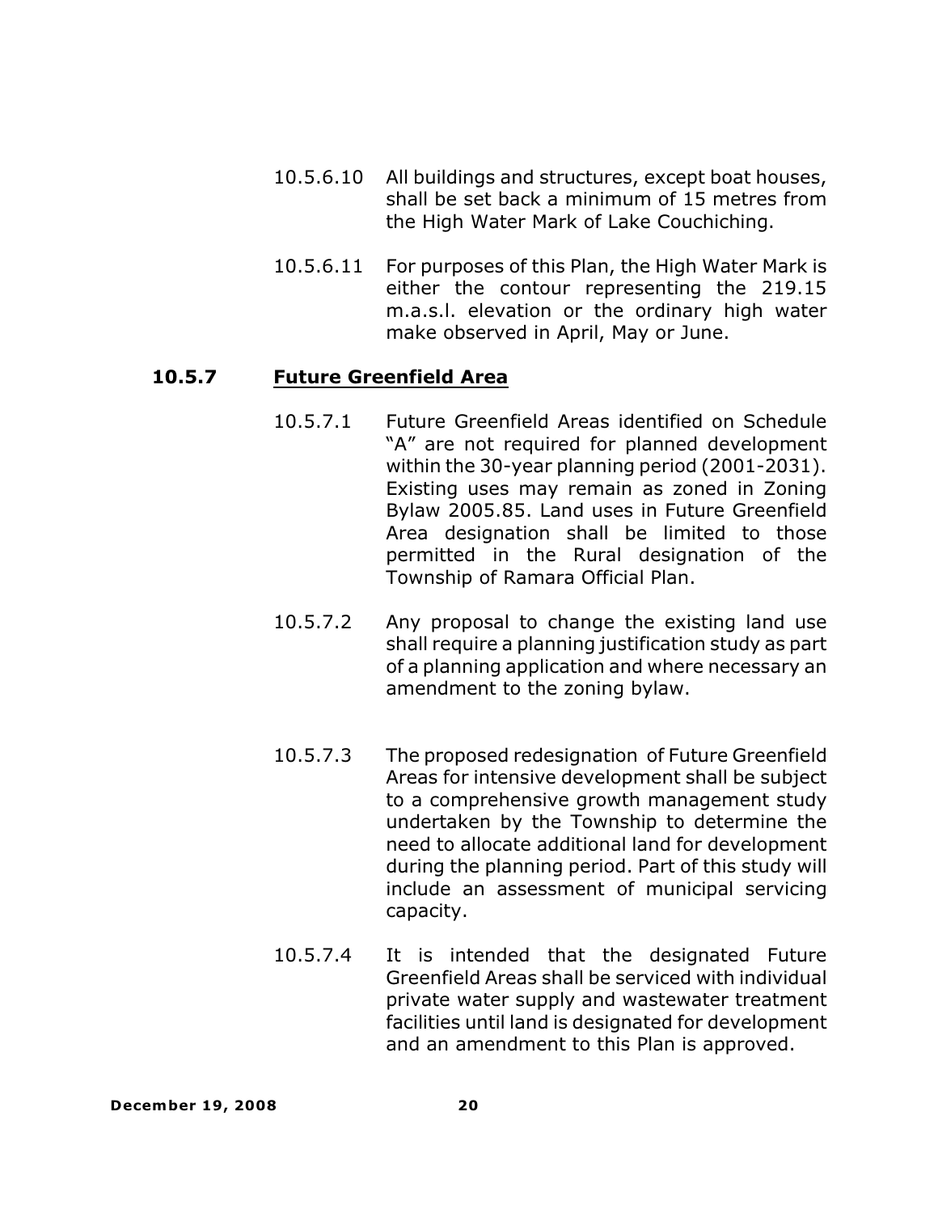10.5.6.10 All buildings and structures, except boat houses, shall be set back a minimum of 15 metres from the High Water Mark of Lake Couchiching.

10.5.6.11 For purposes of this Plan, the High Water Mark is either the contour representing the 219.15 m.a.s.l. elevation or the ordinary high water make observed in April, May or June.

### 10.5.7 Future Greenfield Area

10.5.7.1 Future Greenfield Areas identified on Schedule "A" are not required for planned development within the 30-year planning period (2001-2031). Existing uses may remain as zoned in Zoning Bylaw 2005.85. Land uses in Future Greenfield Area designation shall be limited to those permitted in the Rural designation of the Township of Ramara Official Plan.

10.5.7.2 Any proposal to change the existing land use shall require a planning justification study as part of a planning application and where necessary an amendment to the zoning bylaw.

10.5.7.3 The proposed redesignation of Future Greenfield Areas for intensive development shall be subject to a comprehensive growth management study undertaken by the Township to determine the need to allocate additional land for development during the planning period. Part of this study will include an assessment of municipal servicing capacity.

10.5.7.4 It is intended that the designated Future Greenfield Areas shall be serviced with individual private water supply and wastewater treatment facilities until land is designated for development and an amendment to this Plan is approved.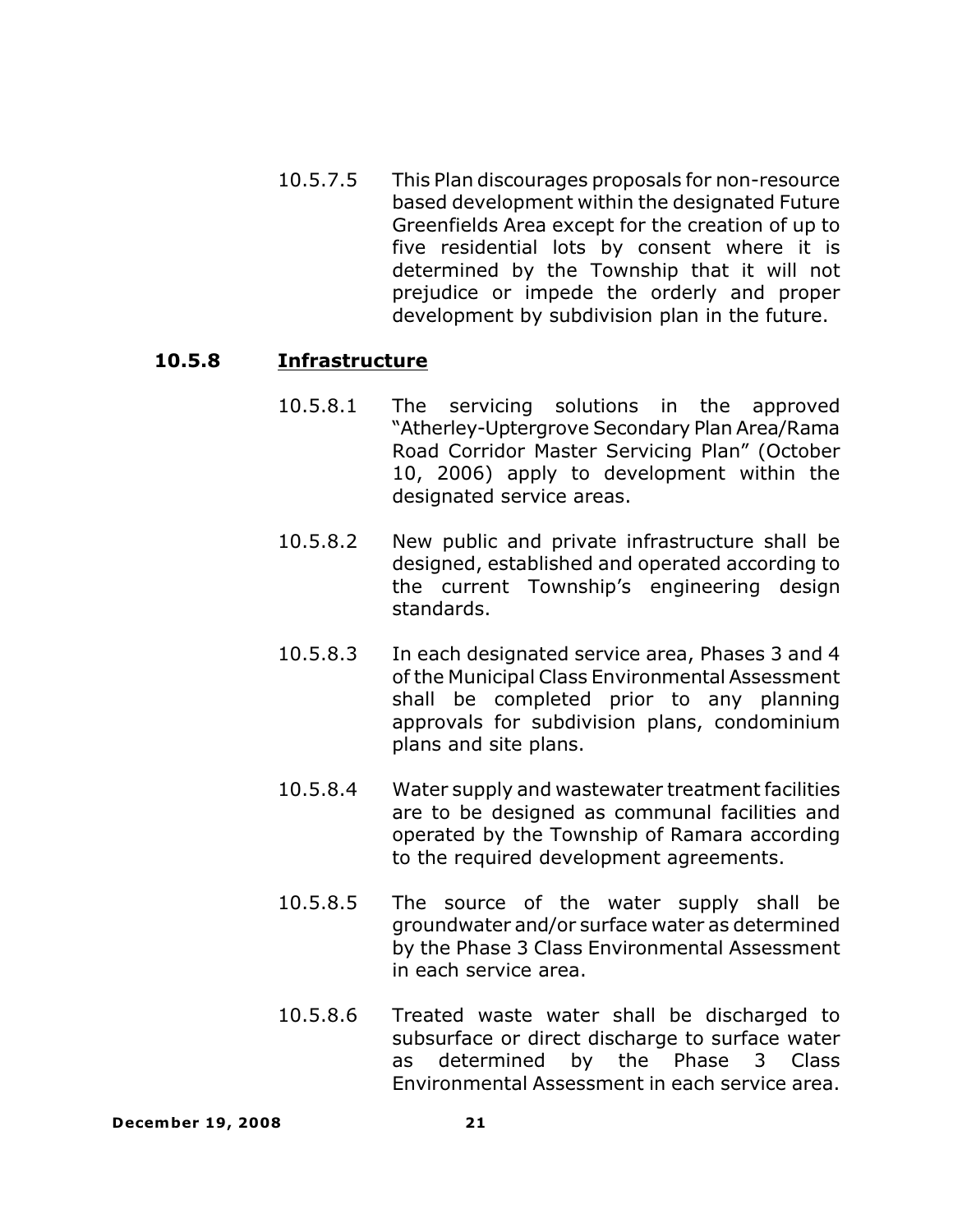10.5.7.5 This Plan discourages proposals for non-resource based development within the designated Future Greenfields Area except for the creation of up to five residential lots by consent where it is determined by the Township that it will not prejudice or impede the orderly and proper development by subdivision plan in the future.

### 10.5.8 Infrastructure

10.5.8.1 The servicing solutions in the approved "Atherley-Uptergrove Secondary Plan Area/Rama Road Corridor Master Servicing Plan" (October 10, 2006) apply to development within the designated service areas.

10.5.8.2 New public and private infrastructure shall be designed, established and operated according to the current Township's engineering design standards.

10.5.8.3 In each designated service area, Phases 3 and 4 of the Municipal Class Environmental Assessment shall be completed prior to any planning approvals for subdivision plans, condominium plans and site plans.

10.5.8.4 Water supply and wastewater treatment facilities are to be designed as communal facilities and operated by the Township of Ramara according to the required development agreements.

10.5.8.5 The source of the water supply shall be groundwater and/or surface water as determined by the Phase 3 Class Environmental Assessment in each service area.

10.5.8.6 Treated waste water shall be discharged to subsurface or direct discharge to surface water as determined by the Phase 3 Class Environmental Assessment in each service area.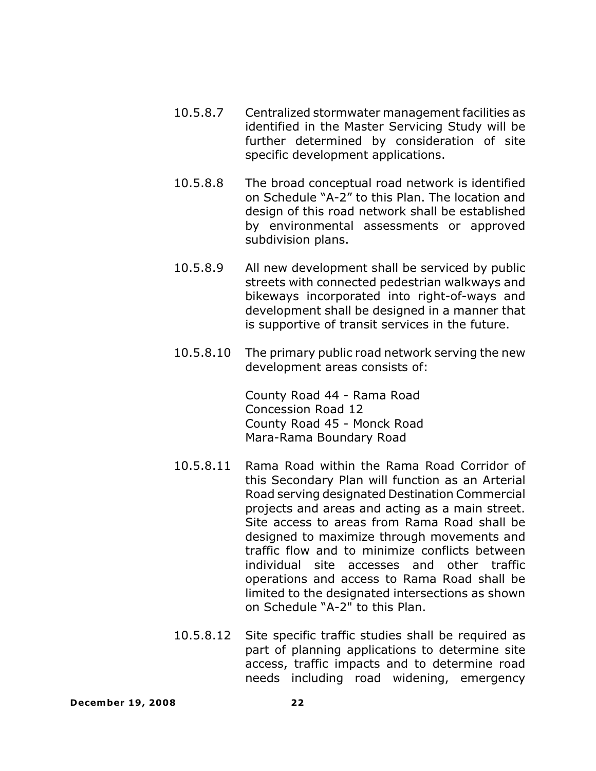10.5.8.7 Centralized stormwater management facilities as identified in the Master Servicing Study will be further determined by consideration of site specific development applications.

10.5.8.8 The broad conceptual road network is identified on Schedule "A-2" to this Plan. The location and design of this road network shall be established by environmental assessments or approved subdivision plans.

10.5.8.9 All new development shall be serviced by public streets with connected pedestrian walkways and bikeways incorporated into right-of-ways and development shall be designed in a manner that is supportive of transit services in the future.

10.5.8.10 The primary public road network serving the new development areas consists of:

County Road 44 - Rama Road
Concession Road 12
County Road 45 - Monck Road
Mara-Rama Boundary Road

10.5.8.11 Rama Road within the Rama Road Corridor of this Secondary Plan will function as an Arterial Road serving designated Destination Commercial projects and areas and acting as a main street. Site access to areas from Rama Road shall be designed to maximize through movements and traffic flow and to minimize conflicts between individual site accesses and other traffic operations and access to Rama Road shall be limited to the designated intersections as shown on Schedule "A-2" to this Plan.

10.5.8.12 Site specific traffic studies shall be required as part of planning applications to determine site access, traffic impacts and to determine road needs including road widening, emergency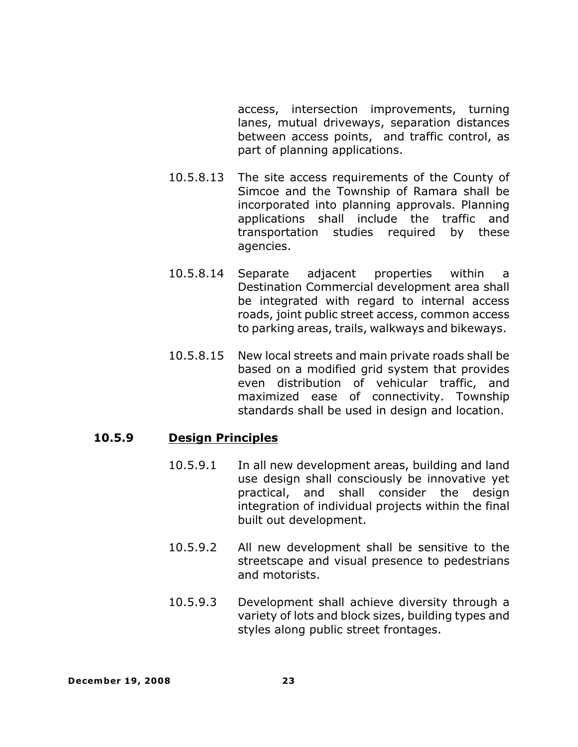access, intersection improvements, turning lanes, mutual driveways, separation distances between access points, and traffic control, as part of planning applications.

10.5.8.13 The site access requirements of the County of Simcoe and the Township of Ramara shall be incorporated into planning approvals. Planning applications shall include the traffic and transportation studies required by these agencies.

10.5.8.14 Separate adjacent properties within a Destination Commercial development area shall be integrated with regard to internal access roads, joint public street access, common access to parking areas, trails, walkways and bikeways.

10.5.8.15 New local streets and main private roads shall be based on a modified grid system that provides even distribution of vehicular traffic, and maximized ease of connectivity. Township standards shall be used in design and location.

### 10.5.9 Design Principles

10.5.9.1 In all new development areas, building and land use design shall consciously be innovative yet practical, and shall consider the design integration of individual projects within the final built out development.

10.5.9.2 All new development shall be sensitive to the streetscape and visual presence to pedestrians and motorists.

10.5.9.3 Development shall achieve diversity through a variety of lots and block sizes, building types and styles along public street frontages.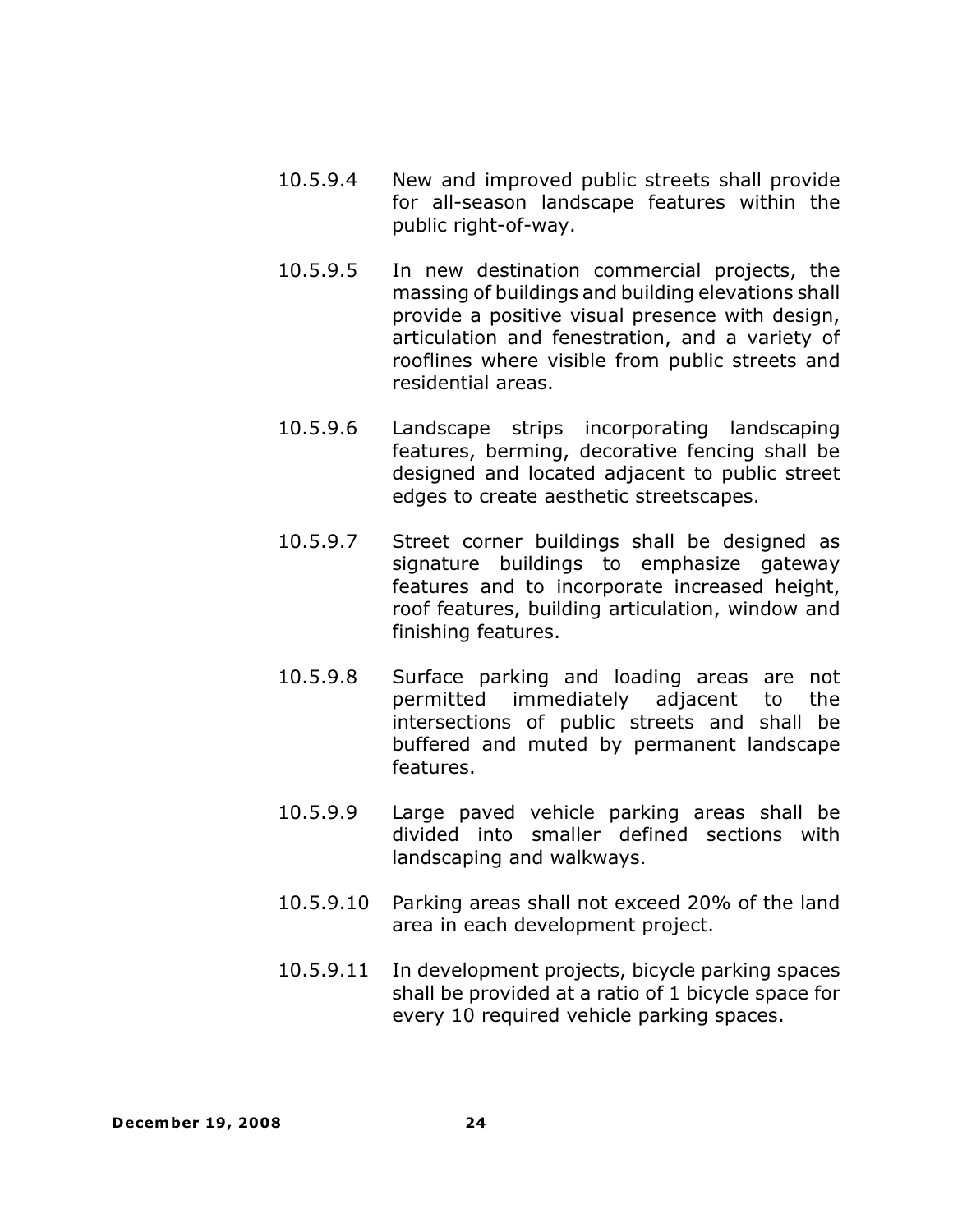10.5.9.4 New and improved public streets shall provide for all-season landscape features within the public right-of-way.

10.5.9.5 In new destination commercial projects, the massing of buildings and building elevations shall provide a positive visual presence with design, articulation and fenestration, and a variety of rooflines where visible from public streets and residential areas.

10.5.9.6 Landscape strips incorporating landscaping features, berming, decorative fencing shall be designed and located adjacent to public street edges to create aesthetic streetscapes.

10.5.9.7 Street corner buildings shall be designed as signature buildings to emphasize gateway features and to incorporate increased height, roof features, building articulation, window and finishing features.

10.5.9.8 Surface parking and loading areas are not permitted immediately adjacent to the intersections of public streets and shall be buffered and muted by permanent landscape features.

10.5.9.9 Large paved vehicle parking areas shall be divided into smaller defined sections with landscaping and walkways.

10.5.9.10 Parking areas shall not exceed 20% of the land area in each development project.

10.5.9.11 In development projects, bicycle parking spaces shall be provided at a ratio of 1 bicycle space for every 10 required vehicle parking spaces.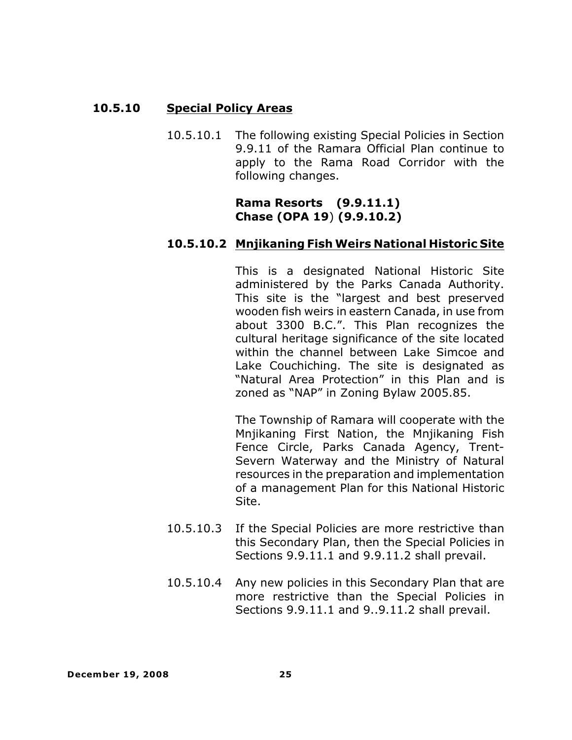### 10.5.10 Special Policy Areas

10.5.10.1 The following existing Special Policies in Section 9.9.11 of the Ramara Official Plan continue to apply to the Rama Road Corridor with the following changes.

**Rama Resorts (9.9.11.1)**
**Chase (OPA 19) (9.9.10.2)**

**10.5.10.2 Mnjikaning Fish Weirs National Historic Site**

This is a designated National Historic Site administered by the Parks Canada Authority. This site is the "largest and best preserved wooden fish weirs in eastern Canada, in use from about 3300 B.C.". This Plan recognizes the cultural heritage significance of the site located within the channel between Lake Simcoe and Lake Couchiching. The site is designated as "Natural Area Protection" in this Plan and is zoned as "NAP" in Zoning Bylaw 2005.85.

The Township of Ramara will cooperate with the Mnjikaning First Nation, the Mnjikaning Fish Fence Circle, Parks Canada Agency, Trent-Severn Waterway and the Ministry of Natural resources in the preparation and implementation of a management Plan for this National Historic Site.

10.5.10.3 If the Special Policies are more restrictive than this Secondary Plan, then the Special Policies in Sections 9.9.11.1 and 9.9.11.2 shall prevail.

10.5.10.4 Any new policies in this Secondary Plan that are more restrictive than the Special Policies in Sections 9.9.11.1 and 9..9.11.2 shall prevail.

**December 19, 2008**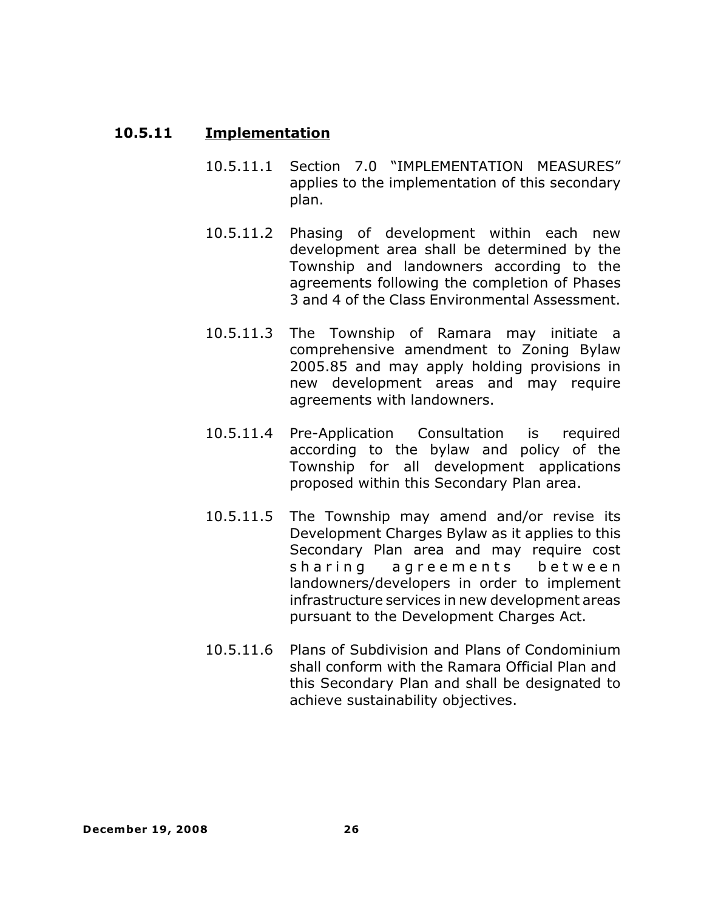### 10.5.11 **Implementation**

10.5.11.1 Section 7.0 "IMPLEMENTATION MEASURES" applies to the implementation of this secondary plan.

10.5.11.2 Phasing of development within each new development area shall be determined by the Township and landowners according to the agreements following the completion of Phases 3 and 4 of the Class Environmental Assessment.

10.5.11.3 The Township of Ramara may initiate a comprehensive amendment to Zoning Bylaw 2005.85 and may apply holding provisions in new development areas and may require agreements with landowners.

10.5.11.4 Pre-Application Consultation is required according to the bylaw and policy of the Township for all development applications proposed within this Secondary Plan area.

10.5.11.5 The Township may amend and/or revise its Development Charges Bylaw as it applies to this Secondary Plan area and may require cost sharing agreements between landowners/developers in order to implement infrastructure services in new development areas pursuant to the Development Charges Act.

10.5.11.6 Plans of Subdivision and Plans of Condominium shall conform with the Ramara Official Plan and this Secondary Plan and shall be designated to achieve sustainability objectives.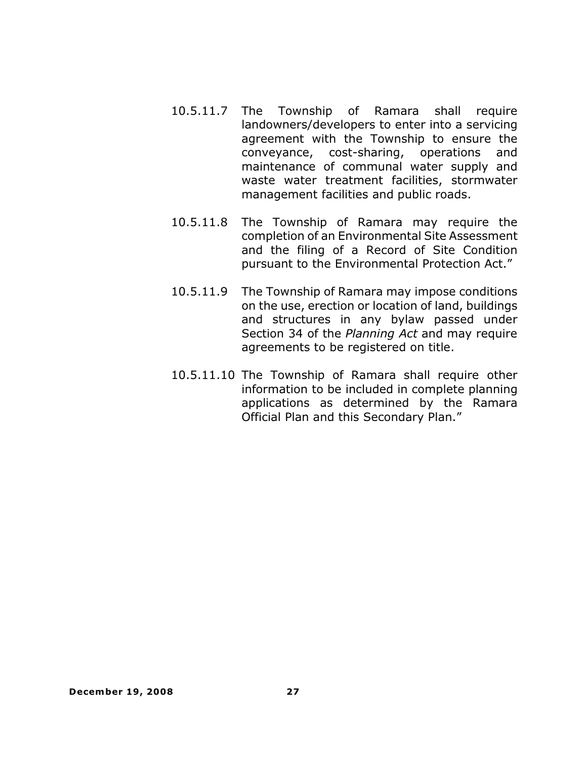10.5.11.7 The Township of Ramara shall require landowners/developers to enter into a servicing agreement with the Township to ensure the conveyance, cost-sharing, operations and maintenance of communal water supply and waste water treatment facilities, stormwater management facilities and public roads.

10.5.11.8 The Township of Ramara may require the completion of an Environmental Site Assessment and the filing of a Record of Site Condition pursuant to the Environmental Protection Act."

10.5.11.9 The Township of Ramara may impose conditions on the use, erection or location of land, buildings and structures in any bylaw passed under Section 34 of the *Planning Act* and may require agreements to be registered on title.

10.5.11.10 The Township of Ramara shall require other information to be included in complete planning applications as determined by the Ramara Official Plan and this Secondary Plan."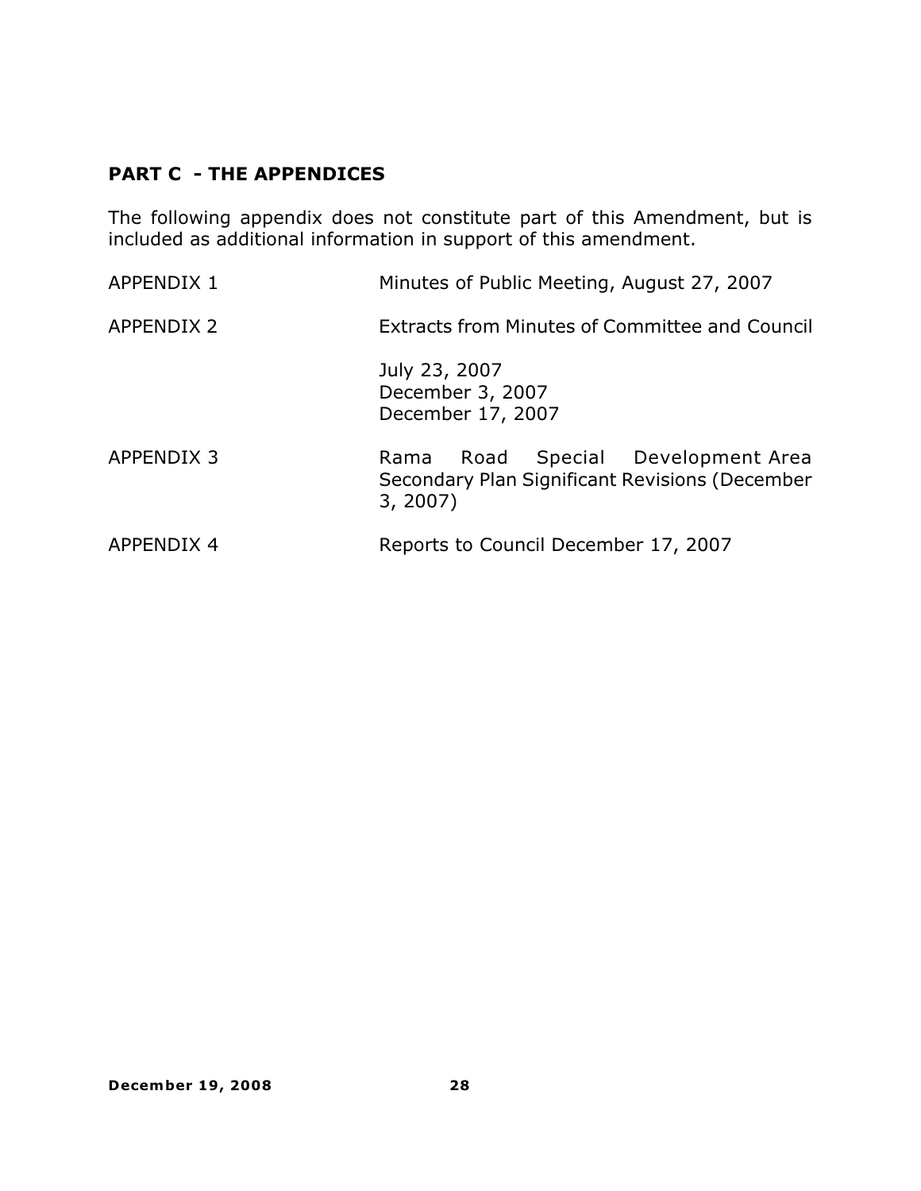## PART C - THE APPENDICES

The following appendix does not constitute part of this Amendment, but is included as additional information in support of this amendment.

| | |
|---|---|
| APPENDIX 1 | Minutes of Public Meeting, August 27, 2007 |
| APPENDIX 2 | Extracts from Minutes of Committee and Council<br><br>July 23, 2007<br>December 3, 2007<br>December 17, 2007 |
| APPENDIX 3 | Rama Road Special Development Area Secondary Plan Significant Revisions (December 3, 2007) |
| APPENDIX 4 | Reports to Council December 17, 2007 |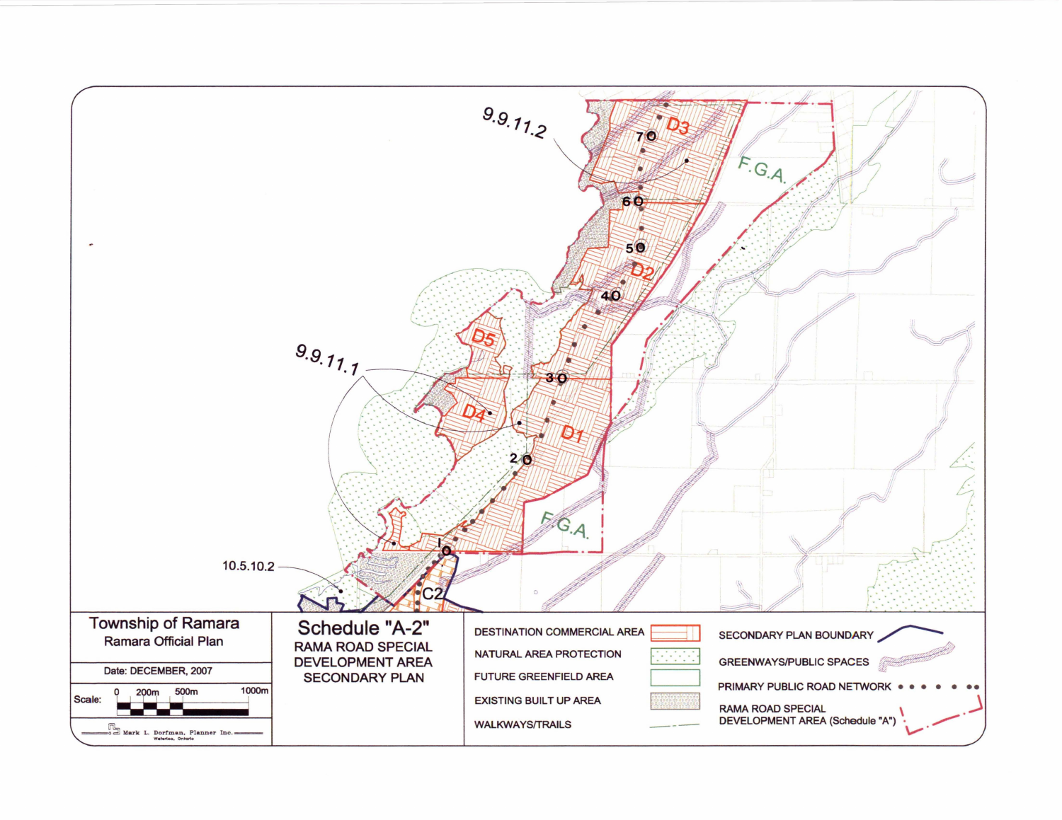9.9.11.2

9.9.11.1

10.5.10.2

D1
D2
D3
D4
D5
C2

F.G.A.
F.G.A.

1 2 3 4 5 6 7

Township of Ramara
Ramara Official Plan

Date: DECEMBER, 2007

Scale: 0 200m 500m 1000m

Mark L. Dorfman, Planner Inc.
Waterloo, Ontario

# Schedule "A-2"

RAMA ROAD SPECIAL DEVELOPMENT AREA SECONDARY PLAN

DESTINATION COMMERCIAL AREA

NATURAL AREA PROTECTION

FUTURE GREENFIELD AREA

EXISTING BUILT UP AREA

WALKWAYS/TRAILS

SECONDARY PLAN BOUNDARY

GREENWAYS/PUBLIC SPACES

PRIMARY PUBLIC ROAD NETWORK

RAMA ROAD SPECIAL DEVELOPMENT AREA (Schedule "A")